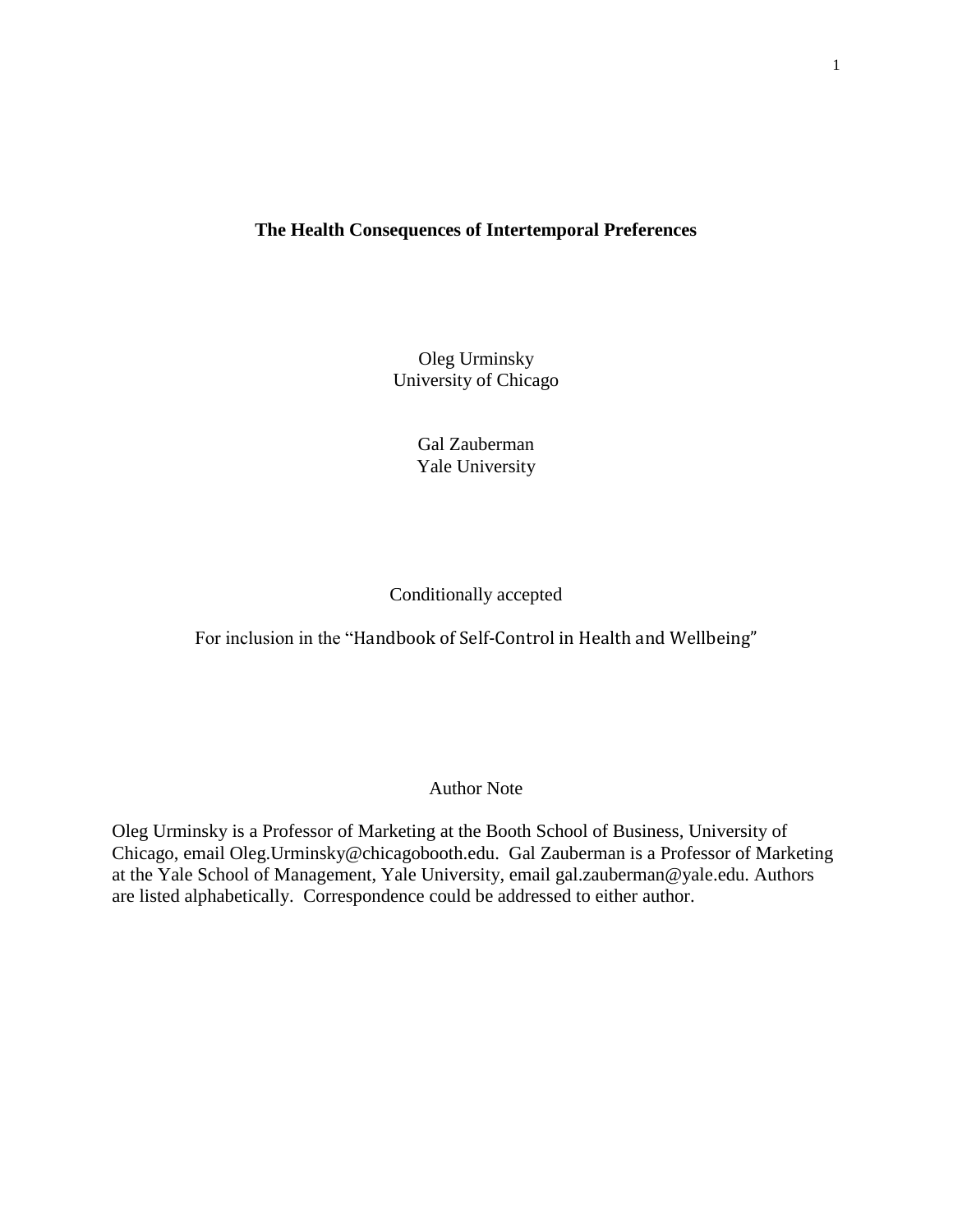# The Health Consequences of Intertemporal Preferences

Oleg Urminsky
University of Chicago

Gal Zauberman
Yale University

Conditionally accepted

For inclusion in the "Handbook of Self-Control in Health and Wellbeing"

Author Note

Oleg Urminsky is a Professor of Marketing at the Booth School of Business, University of Chicago, email Oleg.Urminsky@chicagobooth.edu. Gal Zauberman is a Professor of Marketing at the Yale School of Management, Yale University, email gal.zauberman@yale.edu. Authors are listed alphabetically. Correspondence could be addressed to either author.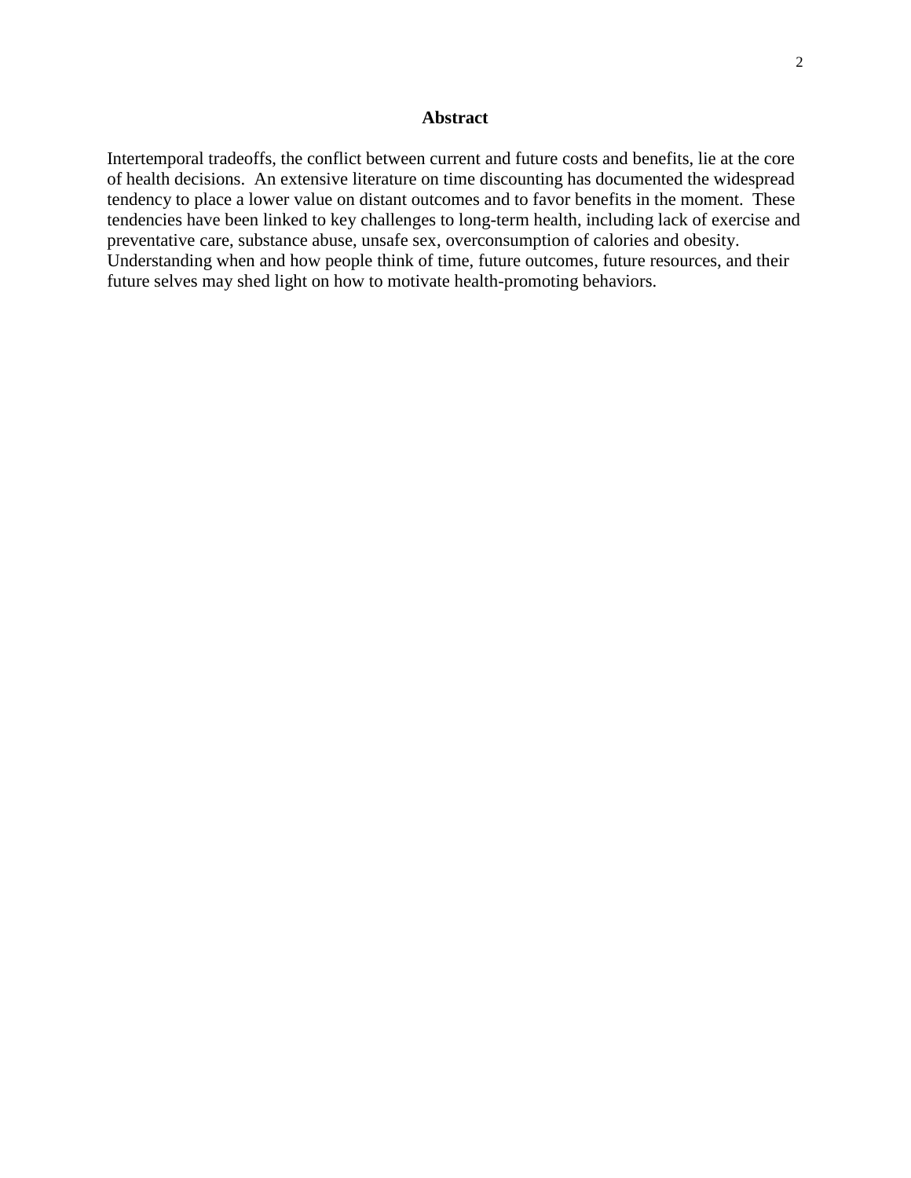## Abstract

Intertemporal tradeoffs, the conflict between current and future costs and benefits, lie at the core of health decisions. An extensive literature on time discounting has documented the widespread tendency to place a lower value on distant outcomes and to favor benefits in the moment. These tendencies have been linked to key challenges to long-term health, including lack of exercise and preventative care, substance abuse, unsafe sex, overconsumption of calories and obesity. Understanding when and how people think of time, future outcomes, future resources, and their future selves may shed light on how to motivate health-promoting behaviors.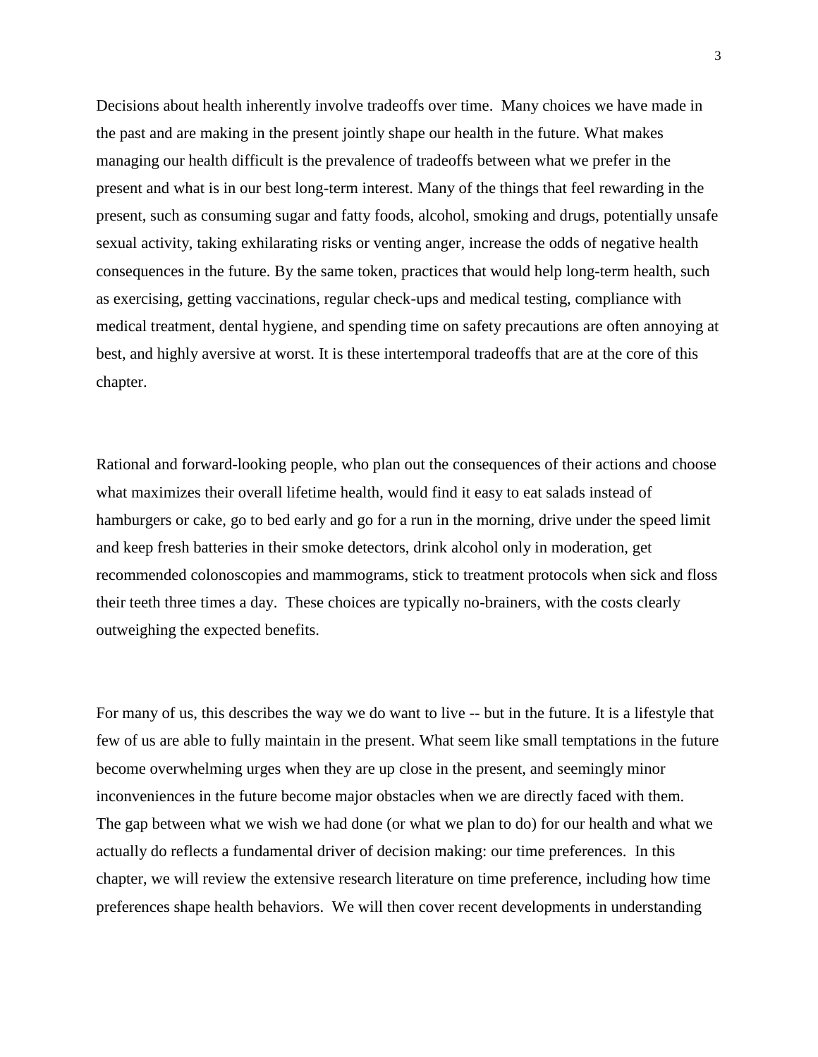Decisions about health inherently involve tradeoffs over time. Many choices we have made in the past and are making in the present jointly shape our health in the future. What makes managing our health difficult is the prevalence of tradeoffs between what we prefer in the present and what is in our best long-term interest. Many of the things that feel rewarding in the present, such as consuming sugar and fatty foods, alcohol, smoking and drugs, potentially unsafe sexual activity, taking exhilarating risks or venting anger, increase the odds of negative health consequences in the future. By the same token, practices that would help long-term health, such as exercising, getting vaccinations, regular check-ups and medical testing, compliance with medical treatment, dental hygiene, and spending time on safety precautions are often annoying at best, and highly aversive at worst. It is these intertemporal tradeoffs that are at the core of this chapter.

Rational and forward-looking people, who plan out the consequences of their actions and choose what maximizes their overall lifetime health, would find it easy to eat salads instead of hamburgers or cake, go to bed early and go for a run in the morning, drive under the speed limit and keep fresh batteries in their smoke detectors, drink alcohol only in moderation, get recommended colonoscopies and mammograms, stick to treatment protocols when sick and floss their teeth three times a day. These choices are typically no-brainers, with the costs clearly outweighing the expected benefits.

For many of us, this describes the way we do want to live -- but in the future. It is a lifestyle that few of us are able to fully maintain in the present. What seem like small temptations in the future become overwhelming urges when they are up close in the present, and seemingly minor inconveniences in the future become major obstacles when we are directly faced with them. The gap between what we wish we had done (or what we plan to do) for our health and what we actually do reflects a fundamental driver of decision making: our time preferences. In this chapter, we will review the extensive research literature on time preference, including how time preferences shape health behaviors. We will then cover recent developments in understanding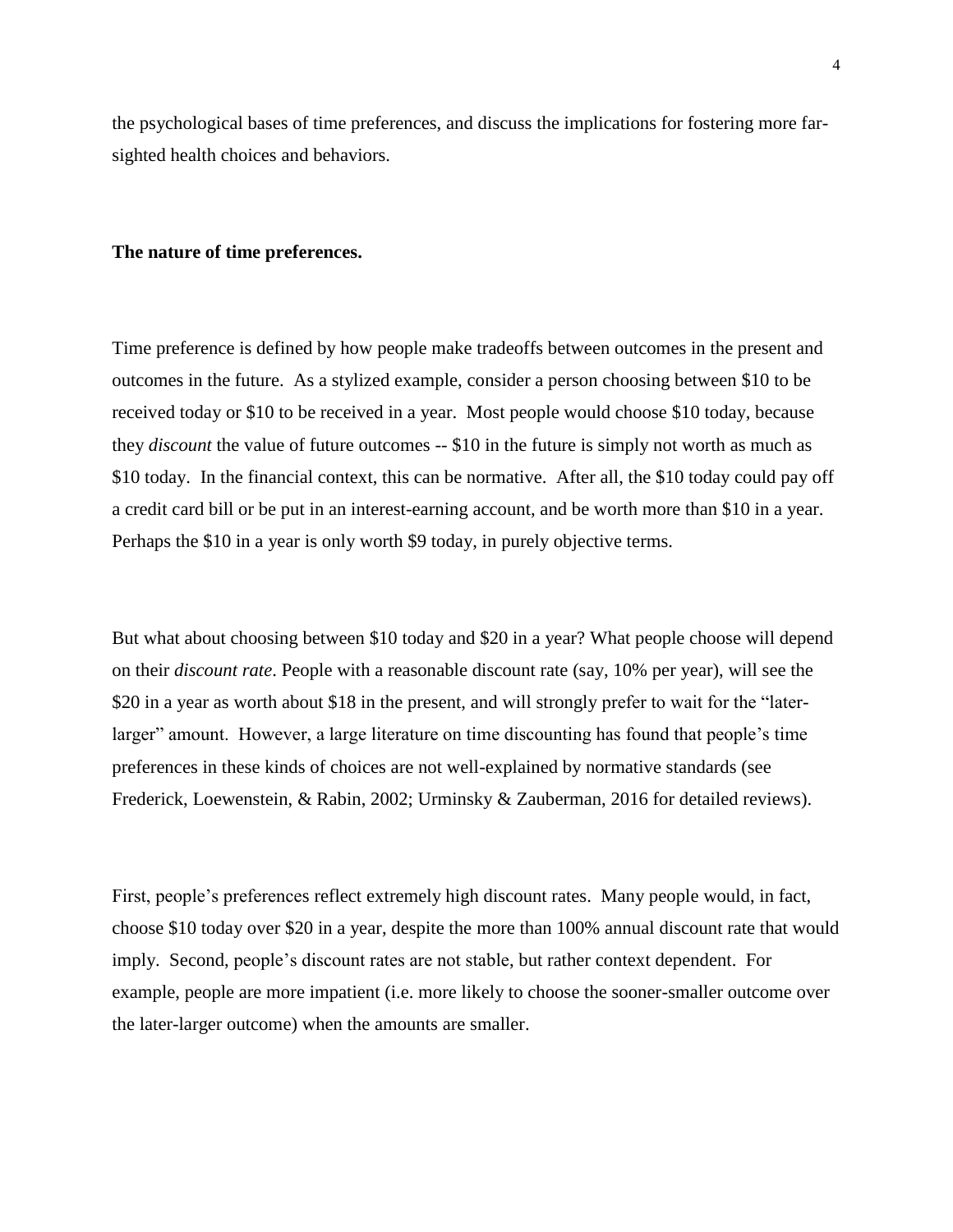the psychological bases of time preferences, and discuss the implications for fostering more far-sighted health choices and behaviors.

**The nature of time preferences.**

Time preference is defined by how people make tradeoffs between outcomes in the present and outcomes in the future. As a stylized example, consider a person choosing between $10 to be received today or $10 to be received in a year. Most people would choose $10 today, because they *discount* the value of future outcomes -- $10 in the future is simply not worth as much as $10 today. In the financial context, this can be normative. After all, the $10 today could pay off a credit card bill or be put in an interest-earning account, and be worth more than $10 in a year. Perhaps the $10 in a year is only worth $9 today, in purely objective terms.

But what about choosing between $10 today and $20 in a year? What people choose will depend on their *discount rate*. People with a reasonable discount rate (say, 10% per year), will see the $20 in a year as worth about $18 in the present, and will strongly prefer to wait for the "later-larger" amount. However, a large literature on time discounting has found that people's time preferences in these kinds of choices are not well-explained by normative standards (see Frederick, Loewenstein, & Rabin, 2002; Urminsky & Zauberman, 2016 for detailed reviews).

First, people's preferences reflect extremely high discount rates. Many people would, in fact, choose $10 today over $20 in a year, despite the more than 100% annual discount rate that would imply. Second, people's discount rates are not stable, but rather context dependent. For example, people are more impatient (i.e. more likely to choose the sooner-smaller outcome over the later-larger outcome) when the amounts are smaller.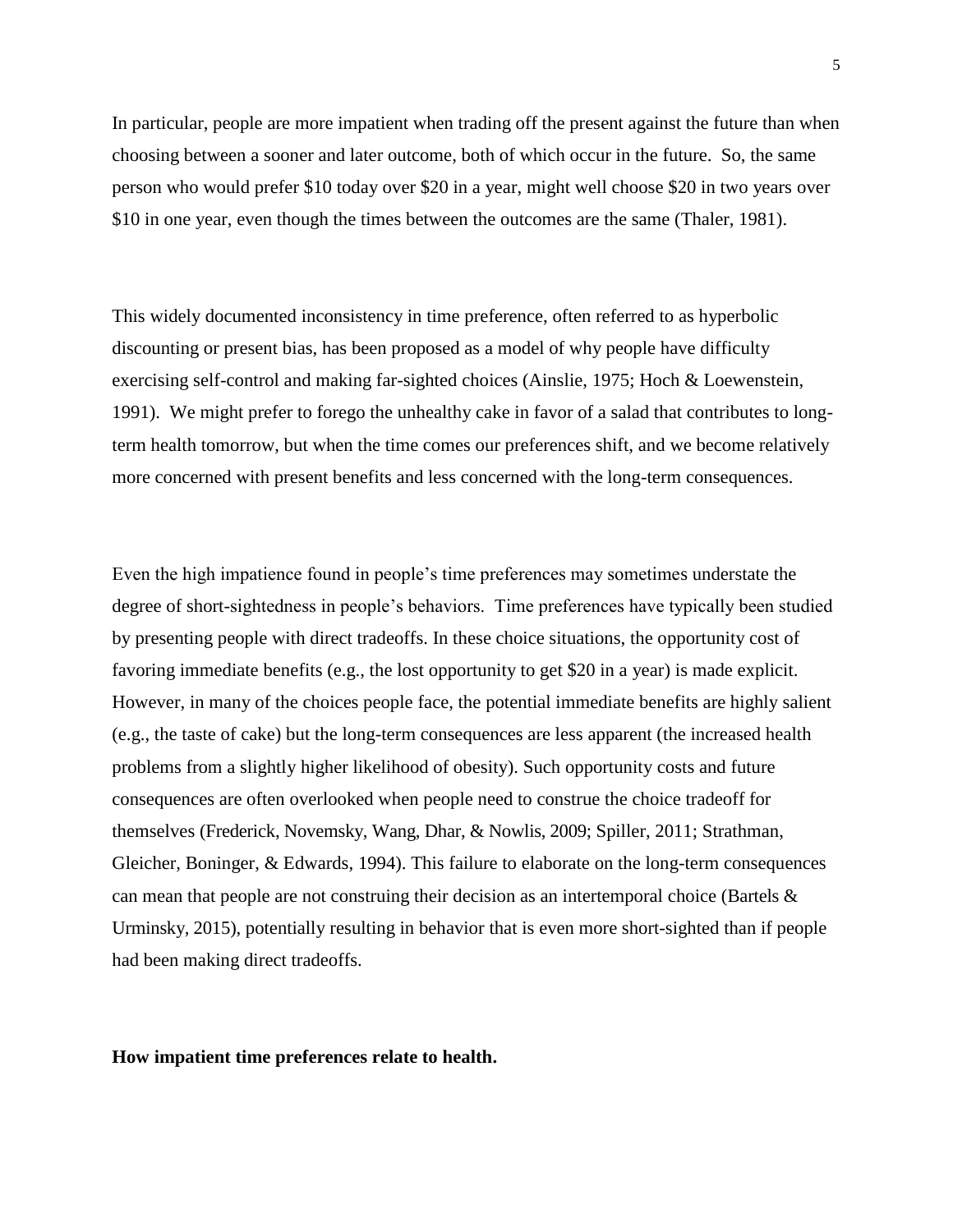In particular, people are more impatient when trading off the present against the future than when choosing between a sooner and later outcome, both of which occur in the future. So, the same person who would prefer $10 today over $20 in a year, might well choose $20 in two years over $10 in one year, even though the times between the outcomes are the same (Thaler, 1981).

This widely documented inconsistency in time preference, often referred to as hyperbolic discounting or present bias, has been proposed as a model of why people have difficulty exercising self-control and making far-sighted choices (Ainslie, 1975; Hoch & Loewenstein, 1991). We might prefer to forego the unhealthy cake in favor of a salad that contributes to long-term health tomorrow, but when the time comes our preferences shift, and we become relatively more concerned with present benefits and less concerned with the long-term consequences.

Even the high impatience found in people's time preferences may sometimes understate the degree of short-sightedness in people's behaviors. Time preferences have typically been studied by presenting people with direct tradeoffs. In these choice situations, the opportunity cost of favoring immediate benefits (e.g., the lost opportunity to get $20 in a year) is made explicit. However, in many of the choices people face, the potential immediate benefits are highly salient (e.g., the taste of cake) but the long-term consequences are less apparent (the increased health problems from a slightly higher likelihood of obesity). Such opportunity costs and future consequences are often overlooked when people need to construe the choice tradeoff for themselves (Frederick, Novemsky, Wang, Dhar, & Nowlis, 2009; Spiller, 2011; Strathman, Gleicher, Boninger, & Edwards, 1994). This failure to elaborate on the long-term consequences can mean that people are not construing their decision as an intertemporal choice (Bartels & Urminsky, 2015), potentially resulting in behavior that is even more short-sighted than if people had been making direct tradeoffs.

**How impatient time preferences relate to health.**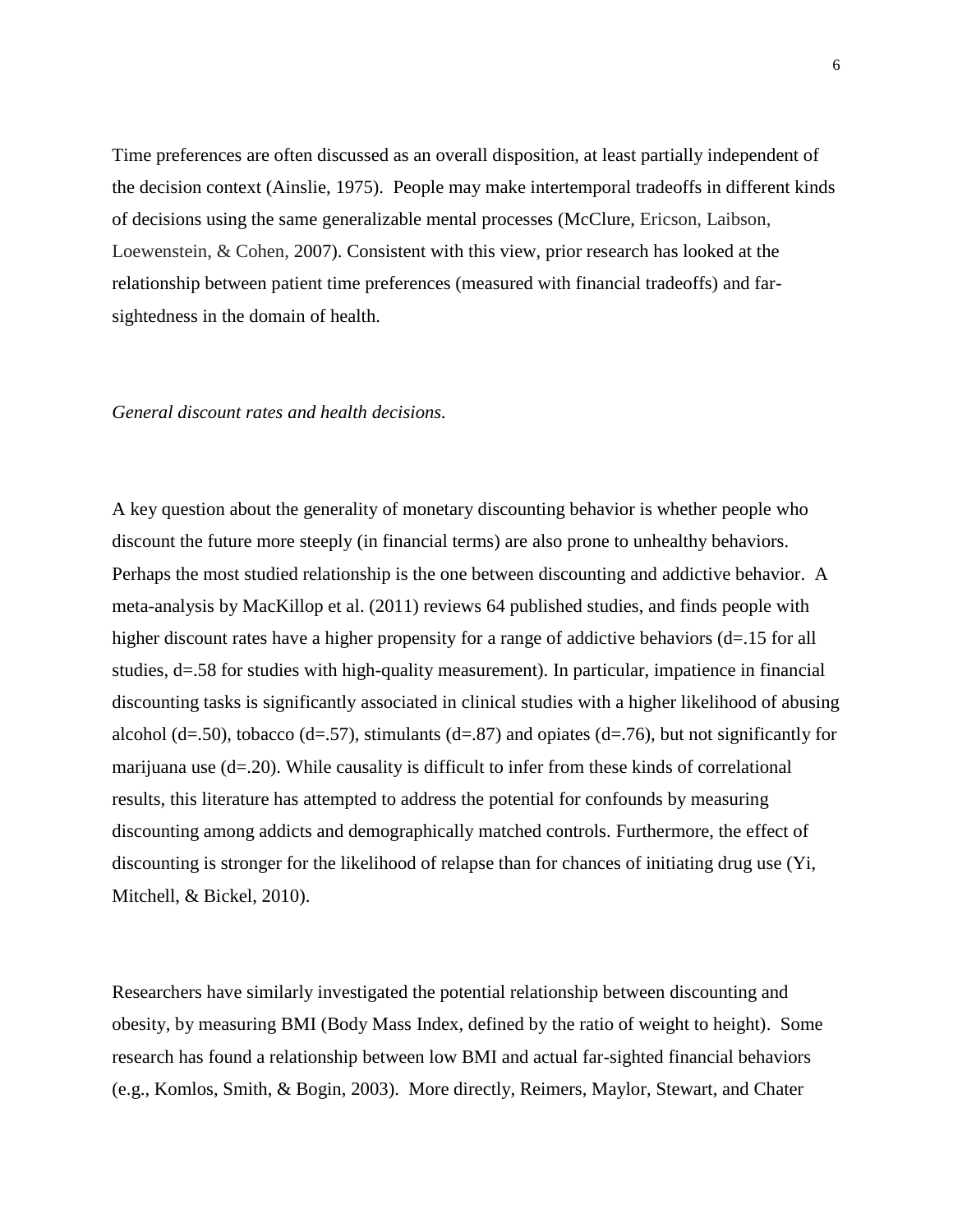Time preferences are often discussed as an overall disposition, at least partially independent of the decision context (Ainslie, 1975). People may make intertemporal tradeoffs in different kinds of decisions using the same generalizable mental processes (McClure, Ericson, Laibson, Loewenstein, & Cohen, 2007). Consistent with this view, prior research has looked at the relationship between patient time preferences (measured with financial tradeoffs) and far-sightedness in the domain of health.

*General discount rates and health decisions.*

A key question about the generality of monetary discounting behavior is whether people who discount the future more steeply (in financial terms) are also prone to unhealthy behaviors. Perhaps the most studied relationship is the one between discounting and addictive behavior. A meta-analysis by MacKillop et al. (2011) reviews 64 published studies, and finds people with higher discount rates have a higher propensity for a range of addictive behaviors ($d=.15$ for all studies, $d=.58$ for studies with high-quality measurement). In particular, impatience in financial discounting tasks is significantly associated in clinical studies with a higher likelihood of abusing alcohol ($d=.50$), tobacco ($d=.57$), stimulants ($d=.87$) and opiates ($d=.76$), but not significantly for marijuana use ($d=.20$). While causality is difficult to infer from these kinds of correlational results, this literature has attempted to address the potential for confounds by measuring discounting among addicts and demographically matched controls. Furthermore, the effect of discounting is stronger for the likelihood of relapse than for chances of initiating drug use (Yi, Mitchell, & Bickel, 2010).

Researchers have similarly investigated the potential relationship between discounting and obesity, by measuring BMI (Body Mass Index, defined by the ratio of weight to height). Some research has found a relationship between low BMI and actual far-sighted financial behaviors (e.g., Komlos, Smith, & Bogin, 2003). More directly, Reimers, Maylor, Stewart, and Chater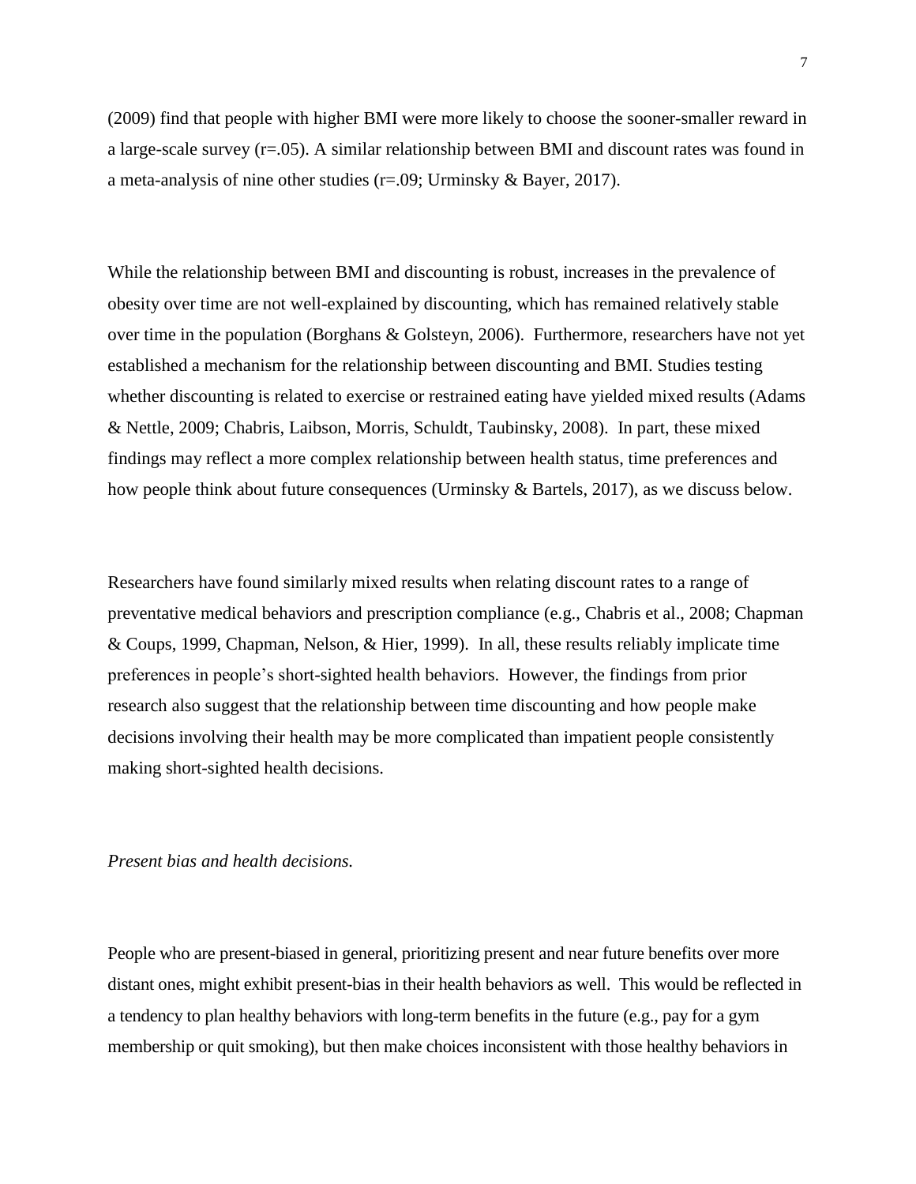(2009) find that people with higher BMI were more likely to choose the sooner-smaller reward in a large-scale survey (r=.05). A similar relationship between BMI and discount rates was found in a meta-analysis of nine other studies (r=.09; Urminsky & Bayer, 2017).

While the relationship between BMI and discounting is robust, increases in the prevalence of obesity over time are not well-explained by discounting, which has remained relatively stable over time in the population (Borghans & Golsteyn, 2006). Furthermore, researchers have not yet established a mechanism for the relationship between discounting and BMI. Studies testing whether discounting is related to exercise or restrained eating have yielded mixed results (Adams & Nettle, 2009; Chabris, Laibson, Morris, Schuldt, Taubinsky, 2008). In part, these mixed findings may reflect a more complex relationship between health status, time preferences and how people think about future consequences (Urminsky & Bartels, 2017), as we discuss below.

Researchers have found similarly mixed results when relating discount rates to a range of preventative medical behaviors and prescription compliance (e.g., Chabris et al., 2008; Chapman & Coups, 1999, Chapman, Nelson, & Hier, 1999). In all, these results reliably implicate time preferences in people's short-sighted health behaviors. However, the findings from prior research also suggest that the relationship between time discounting and how people make decisions involving their health may be more complicated than impatient people consistently making short-sighted health decisions.

*Present bias and health decisions.*

People who are present-biased in general, prioritizing present and near future benefits over more distant ones, might exhibit present-bias in their health behaviors as well. This would be reflected in a tendency to plan healthy behaviors with long-term benefits in the future (e.g., pay for a gym membership or quit smoking), but then make choices inconsistent with those healthy behaviors in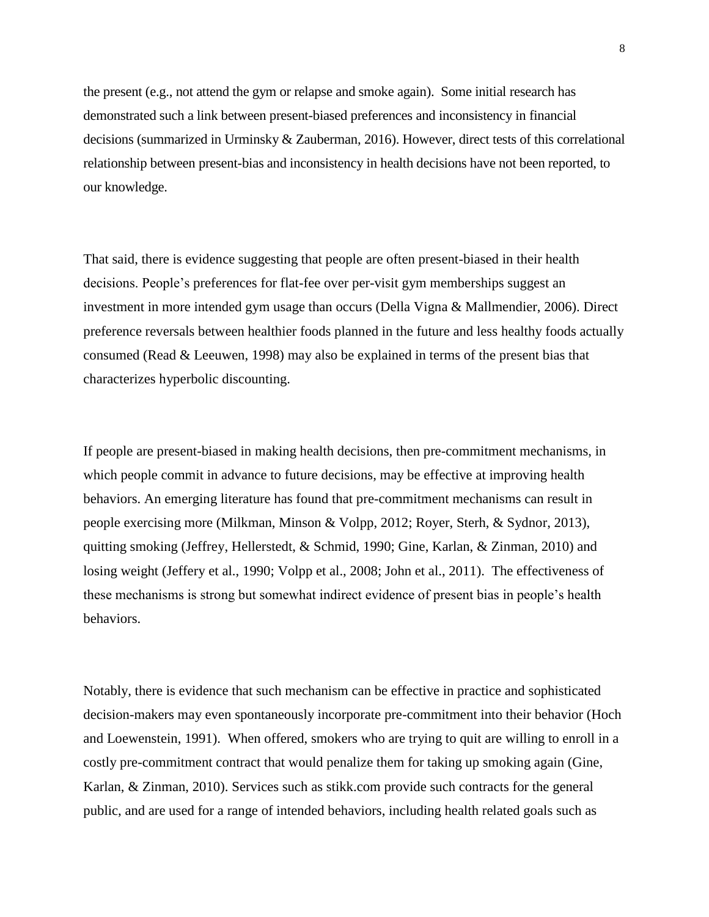the present (e.g., not attend the gym or relapse and smoke again). Some initial research has demonstrated such a link between present-biased preferences and inconsistency in financial decisions (summarized in Urminsky & Zauberman, 2016). However, direct tests of this correlational relationship between present-bias and inconsistency in health decisions have not been reported, to our knowledge.

That said, there is evidence suggesting that people are often present-biased in their health decisions. People's preferences for flat-fee over per-visit gym memberships suggest an investment in more intended gym usage than occurs (Della Vigna & Mallmendier, 2006). Direct preference reversals between healthier foods planned in the future and less healthy foods actually consumed (Read & Leeuwen, 1998) may also be explained in terms of the present bias that characterizes hyperbolic discounting.

If people are present-biased in making health decisions, then pre-commitment mechanisms, in which people commit in advance to future decisions, may be effective at improving health behaviors. An emerging literature has found that pre-commitment mechanisms can result in people exercising more (Milkman, Minson & Volpp, 2012; Royer, Sterh, & Sydnor, 2013), quitting smoking (Jeffrey, Hellerstedt, & Schmid, 1990; Gine, Karlan, & Zinman, 2010) and losing weight (Jeffery et al., 1990; Volpp et al., 2008; John et al., 2011). The effectiveness of these mechanisms is strong but somewhat indirect evidence of present bias in people's health behaviors.

Notably, there is evidence that such mechanism can be effective in practice and sophisticated decision-makers may even spontaneously incorporate pre-commitment into their behavior (Hoch and Loewenstein, 1991). When offered, smokers who are trying to quit are willing to enroll in a costly pre-commitment contract that would penalize them for taking up smoking again (Gine, Karlan, & Zinman, 2010). Services such as stikk.com provide such contracts for the general public, and are used for a range of intended behaviors, including health related goals such as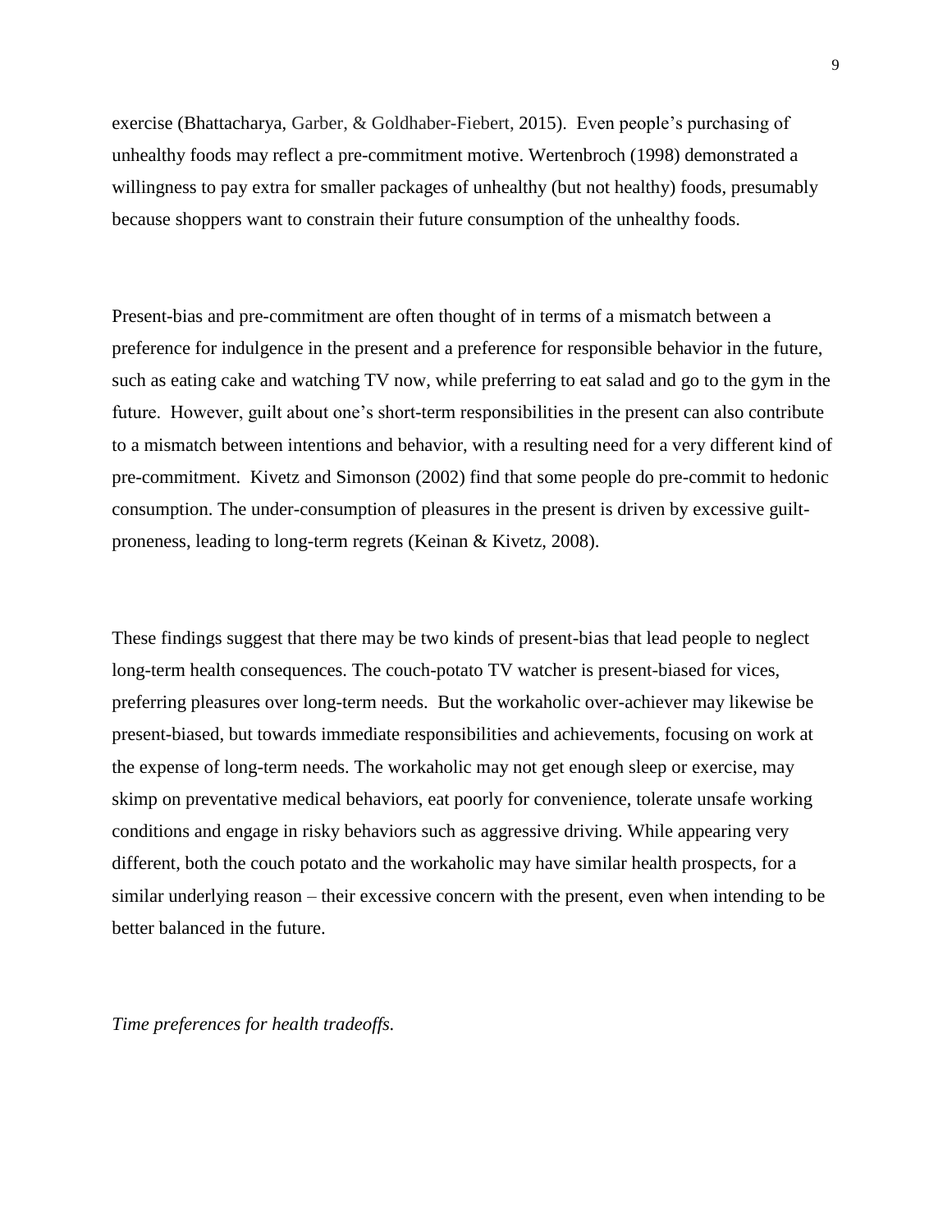exercise (Bhattacharya, Garber, & Goldhaber-Fiebert, 2015). Even people's purchasing of unhealthy foods may reflect a pre-commitment motive. Wertenbroch (1998) demonstrated a willingness to pay extra for smaller packages of unhealthy (but not healthy) foods, presumably because shoppers want to constrain their future consumption of the unhealthy foods.

Present-bias and pre-commitment are often thought of in terms of a mismatch between a preference for indulgence in the present and a preference for responsible behavior in the future, such as eating cake and watching TV now, while preferring to eat salad and go to the gym in the future. However, guilt about one's short-term responsibilities in the present can also contribute to a mismatch between intentions and behavior, with a resulting need for a very different kind of pre-commitment. Kivetz and Simonson (2002) find that some people do pre-commit to hedonic consumption. The under-consumption of pleasures in the present is driven by excessive guilt-proneness, leading to long-term regrets (Keinan & Kivetz, 2008).

These findings suggest that there may be two kinds of present-bias that lead people to neglect long-term health consequences. The couch-potato TV watcher is present-biased for vices, preferring pleasures over long-term needs. But the workaholic over-achiever may likewise be present-biased, but towards immediate responsibilities and achievements, focusing on work at the expense of long-term needs. The workaholic may not get enough sleep or exercise, may skimp on preventative medical behaviors, eat poorly for convenience, tolerate unsafe working conditions and engage in risky behaviors such as aggressive driving. While appearing very different, both the couch potato and the workaholic may have similar health prospects, for a similar underlying reason – their excessive concern with the present, even when intending to be better balanced in the future.

*Time preferences for health tradeoffs.*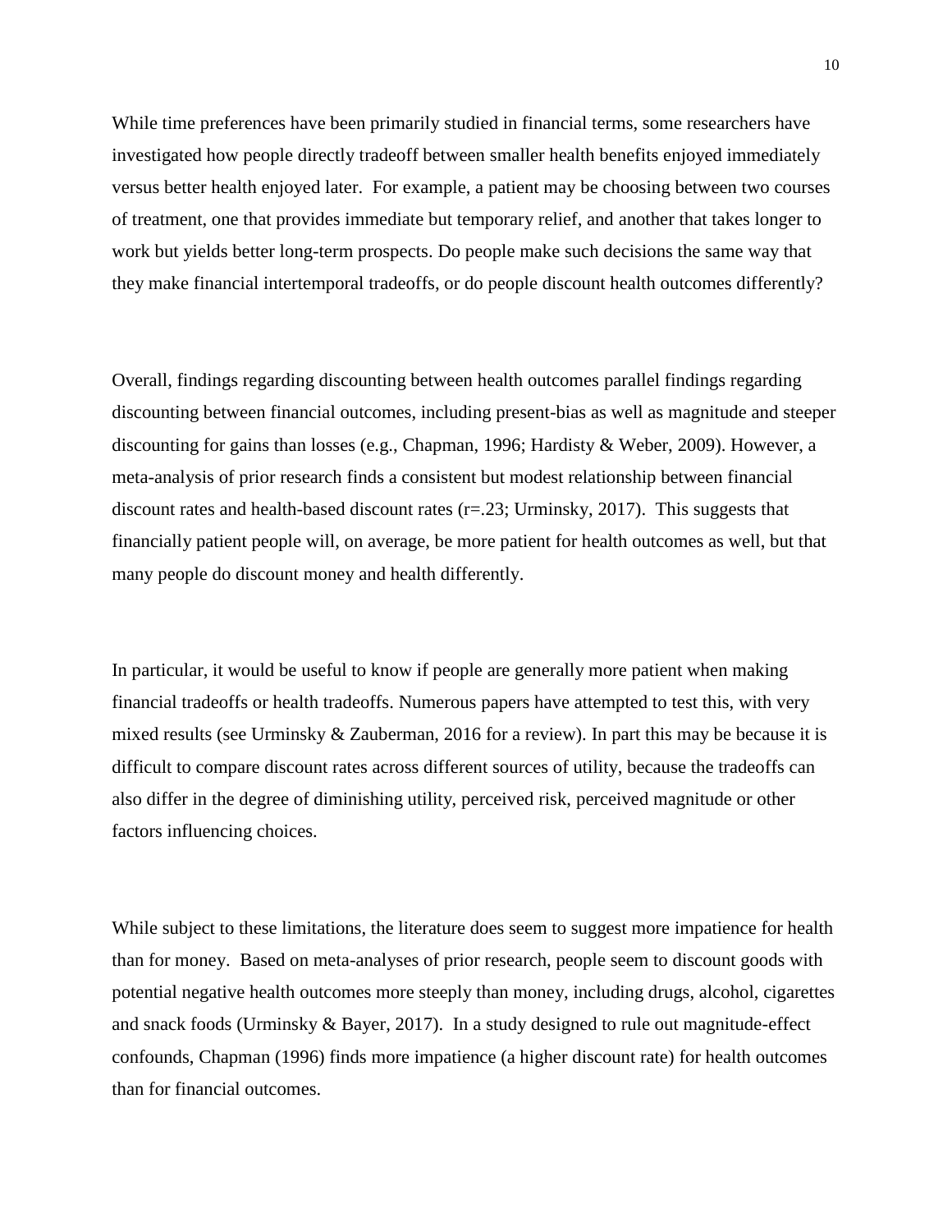While time preferences have been primarily studied in financial terms, some researchers have investigated how people directly tradeoff between smaller health benefits enjoyed immediately versus better health enjoyed later. For example, a patient may be choosing between two courses of treatment, one that provides immediate but temporary relief, and another that takes longer to work but yields better long-term prospects. Do people make such decisions the same way that they make financial intertemporal tradeoffs, or do people discount health outcomes differently?

Overall, findings regarding discounting between health outcomes parallel findings regarding discounting between financial outcomes, including present-bias as well as magnitude and steeper discounting for gains than losses (e.g., Chapman, 1996; Hardisty & Weber, 2009). However, a meta-analysis of prior research finds a consistent but modest relationship between financial discount rates and health-based discount rates ($r=.23$; Urminsky, 2017). This suggests that financially patient people will, on average, be more patient for health outcomes as well, but that many people do discount money and health differently.

In particular, it would be useful to know if people are generally more patient when making financial tradeoffs or health tradeoffs. Numerous papers have attempted to test this, with very mixed results (see Urminsky & Zauberman, 2016 for a review). In part this may be because it is difficult to compare discount rates across different sources of utility, because the tradeoffs can also differ in the degree of diminishing utility, perceived risk, perceived magnitude or other factors influencing choices.

While subject to these limitations, the literature does seem to suggest more impatience for health than for money. Based on meta-analyses of prior research, people seem to discount goods with potential negative health outcomes more steeply than money, including drugs, alcohol, cigarettes and snack foods (Urminsky & Bayer, 2017). In a study designed to rule out magnitude-effect confounds, Chapman (1996) finds more impatience (a higher discount rate) for health outcomes than for financial outcomes.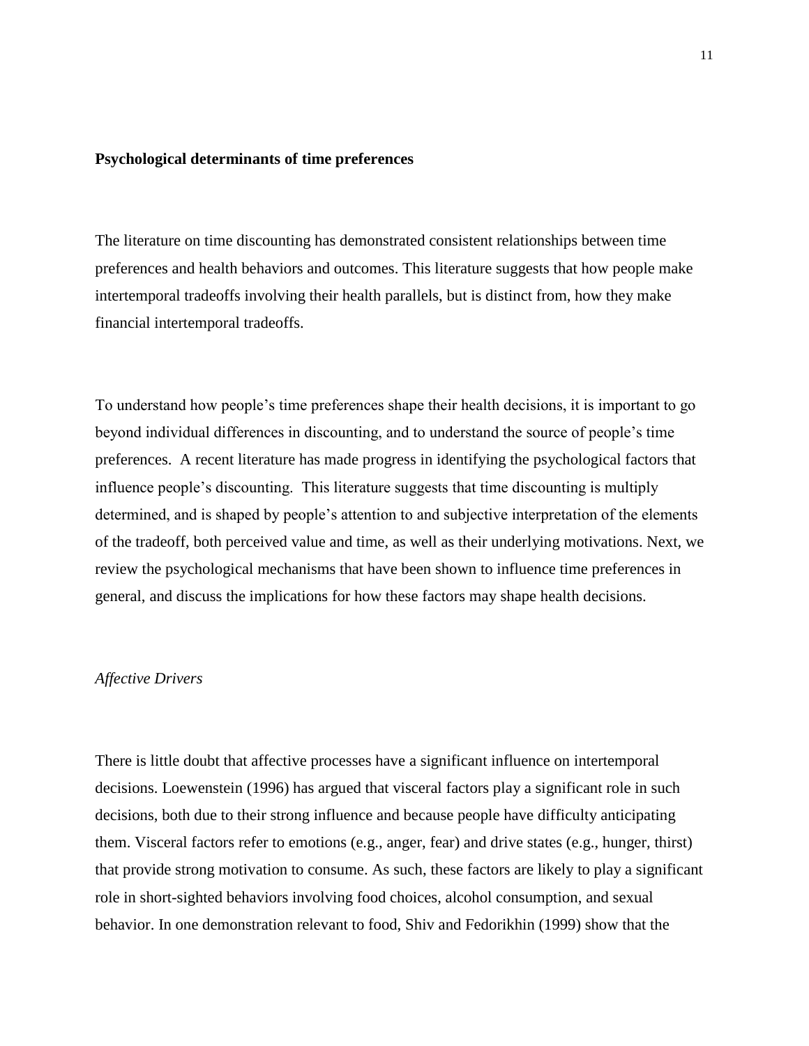**Psychological determinants of time preferences**

The literature on time discounting has demonstrated consistent relationships between time preferences and health behaviors and outcomes. This literature suggests that how people make intertemporal tradeoffs involving their health parallels, but is distinct from, how they make financial intertemporal tradeoffs.

To understand how people's time preferences shape their health decisions, it is important to go beyond individual differences in discounting, and to understand the source of people's time preferences. A recent literature has made progress in identifying the psychological factors that influence people's discounting. This literature suggests that time discounting is multiply determined, and is shaped by people's attention to and subjective interpretation of the elements of the tradeoff, both perceived value and time, as well as their underlying motivations. Next, we review the psychological mechanisms that have been shown to influence time preferences in general, and discuss the implications for how these factors may shape health decisions.

*Affective Drivers*

There is little doubt that affective processes have a significant influence on intertemporal decisions. Loewenstein (1996) has argued that visceral factors play a significant role in such decisions, both due to their strong influence and because people have difficulty anticipating them. Visceral factors refer to emotions (e.g., anger, fear) and drive states (e.g., hunger, thirst) that provide strong motivation to consume. As such, these factors are likely to play a significant role in short-sighted behaviors involving food choices, alcohol consumption, and sexual behavior. In one demonstration relevant to food, Shiv and Fedorikhin (1999) show that the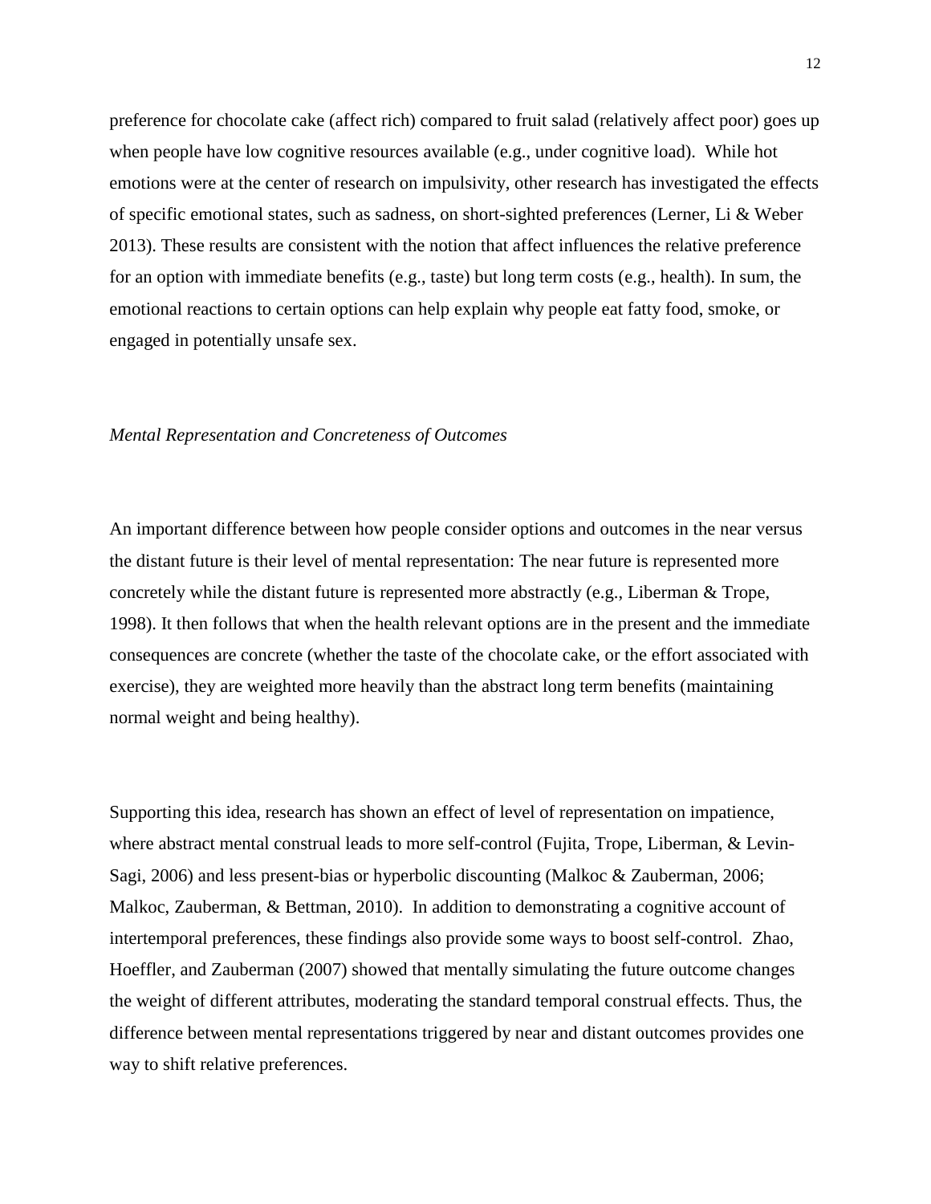preference for chocolate cake (affect rich) compared to fruit salad (relatively affect poor) goes up when people have low cognitive resources available (e.g., under cognitive load). While hot emotions were at the center of research on impulsivity, other research has investigated the effects of specific emotional states, such as sadness, on short-sighted preferences (Lerner, Li & Weber 2013). These results are consistent with the notion that affect influences the relative preference for an option with immediate benefits (e.g., taste) but long term costs (e.g., health). In sum, the emotional reactions to certain options can help explain why people eat fatty food, smoke, or engaged in potentially unsafe sex.

*Mental Representation and Concreteness of Outcomes*

An important difference between how people consider options and outcomes in the near versus the distant future is their level of mental representation: The near future is represented more concretely while the distant future is represented more abstractly (e.g., Liberman & Trope, 1998). It then follows that when the health relevant options are in the present and the immediate consequences are concrete (whether the taste of the chocolate cake, or the effort associated with exercise), they are weighted more heavily than the abstract long term benefits (maintaining normal weight and being healthy).

Supporting this idea, research has shown an effect of level of representation on impatience, where abstract mental construal leads to more self-control (Fujita, Trope, Liberman, & Levin-Sagi, 2006) and less present-bias or hyperbolic discounting (Malkoc & Zauberman, 2006; Malkoc, Zauberman, & Bettman, 2010). In addition to demonstrating a cognitive account of intertemporal preferences, these findings also provide some ways to boost self-control. Zhao, Hoeffler, and Zauberman (2007) showed that mentally simulating the future outcome changes the weight of different attributes, moderating the standard temporal construal effects. Thus, the difference between mental representations triggered by near and distant outcomes provides one way to shift relative preferences.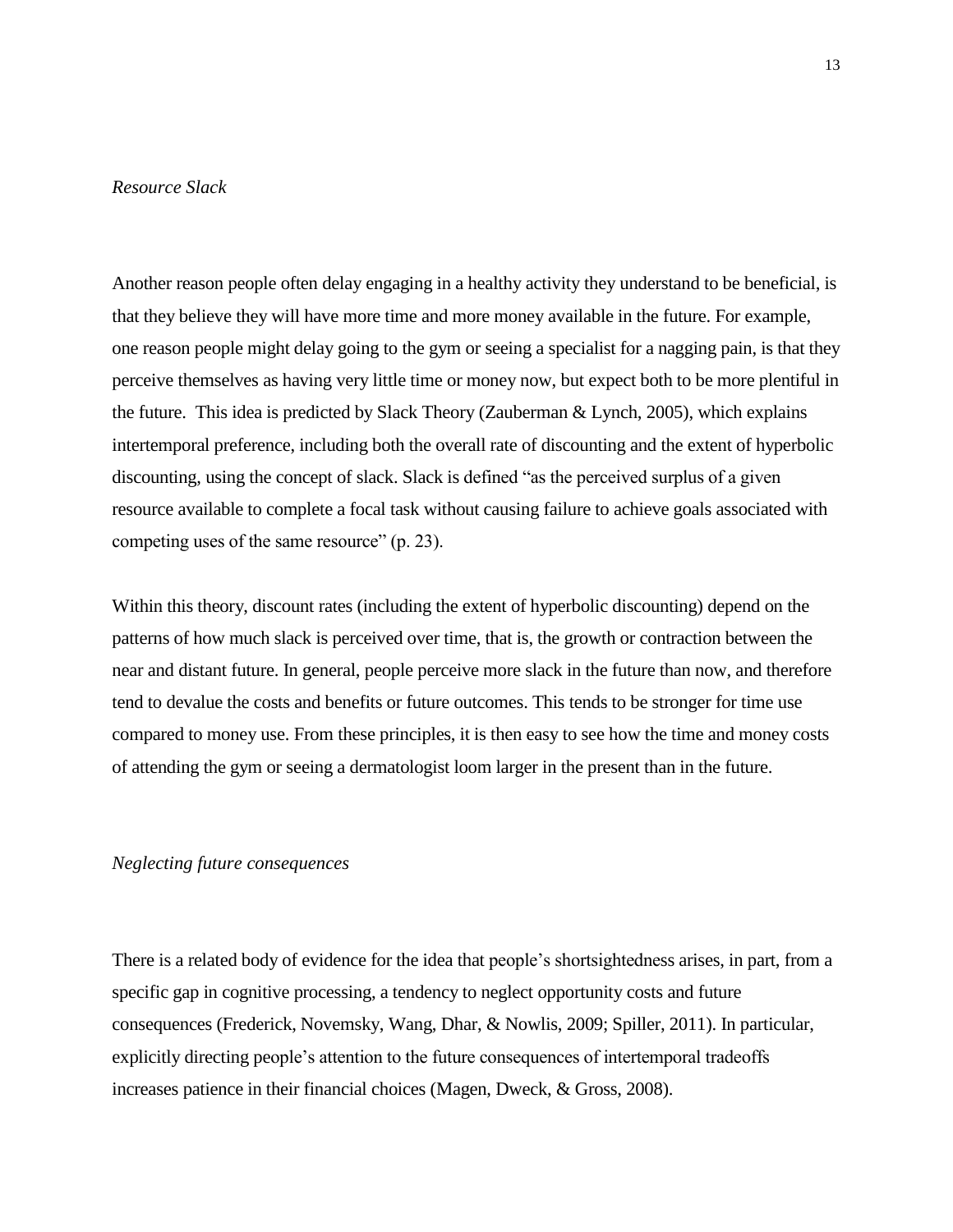*Resource Slack*

Another reason people often delay engaging in a healthy activity they understand to be beneficial, is that they believe they will have more time and more money available in the future. For example, one reason people might delay going to the gym or seeing a specialist for a nagging pain, is that they perceive themselves as having very little time or money now, but expect both to be more plentiful in the future. This idea is predicted by Slack Theory (Zauberman & Lynch, 2005), which explains intertemporal preference, including both the overall rate of discounting and the extent of hyperbolic discounting, using the concept of slack. Slack is defined "as the perceived surplus of a given resource available to complete a focal task without causing failure to achieve goals associated with competing uses of the same resource" (p. 23).

Within this theory, discount rates (including the extent of hyperbolic discounting) depend on the patterns of how much slack is perceived over time, that is, the growth or contraction between the near and distant future. In general, people perceive more slack in the future than now, and therefore tend to devalue the costs and benefits or future outcomes. This tends to be stronger for time use compared to money use. From these principles, it is then easy to see how the time and money costs of attending the gym or seeing a dermatologist loom larger in the present than in the future.

*Neglecting future consequences*

There is a related body of evidence for the idea that people's shortsightedness arises, in part, from a specific gap in cognitive processing, a tendency to neglect opportunity costs and future consequences (Frederick, Novemsky, Wang, Dhar, & Nowlis, 2009; Spiller, 2011). In particular, explicitly directing people's attention to the future consequences of intertemporal tradeoffs increases patience in their financial choices (Magen, Dweck, & Gross, 2008).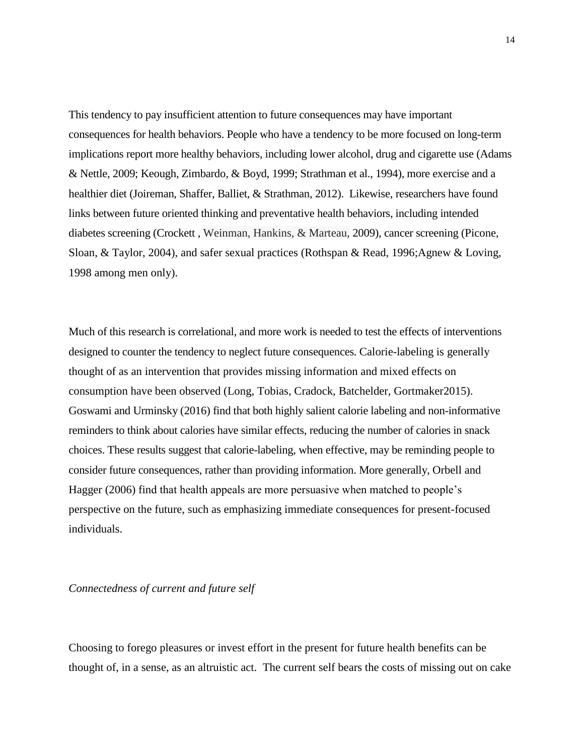This tendency to pay insufficient attention to future consequences may have important consequences for health behaviors. People who have a tendency to be more focused on long-term implications report more healthy behaviors, including lower alcohol, drug and cigarette use (Adams & Nettle, 2009; Keough, Zimbardo, & Boyd, 1999; Strathman et al., 1994), more exercise and a healthier diet (Joireman, Shaffer, Balliet, & Strathman, 2012). Likewise, researchers have found links between future oriented thinking and preventative health behaviors, including intended diabetes screening (Crockett , Weinman, Hankins, & Marteau, 2009), cancer screening (Picone, Sloan, & Taylor, 2004), and safer sexual practices (Rothspan & Read, 1996;Agnew & Loving, 1998 among men only).

Much of this research is correlational, and more work is needed to test the effects of interventions designed to counter the tendency to neglect future consequences. Calorie-labeling is generally thought of as an intervention that provides missing information and mixed effects on consumption have been observed (Long, Tobias, Cradock, Batchelder, Gortmaker2015). Goswami and Urminsky (2016) find that both highly salient calorie labeling and non-informative reminders to think about calories have similar effects, reducing the number of calories in snack choices. These results suggest that calorie-labeling, when effective, may be reminding people to consider future consequences, rather than providing information. More generally, Orbell and Hagger (2006) find that health appeals are more persuasive when matched to people's perspective on the future, such as emphasizing immediate consequences for present-focused individuals.

*Connectedness of current and future self*

Choosing to forego pleasures or invest effort in the present for future health benefits can be thought of, in a sense, as an altruistic act. The current self bears the costs of missing out on cake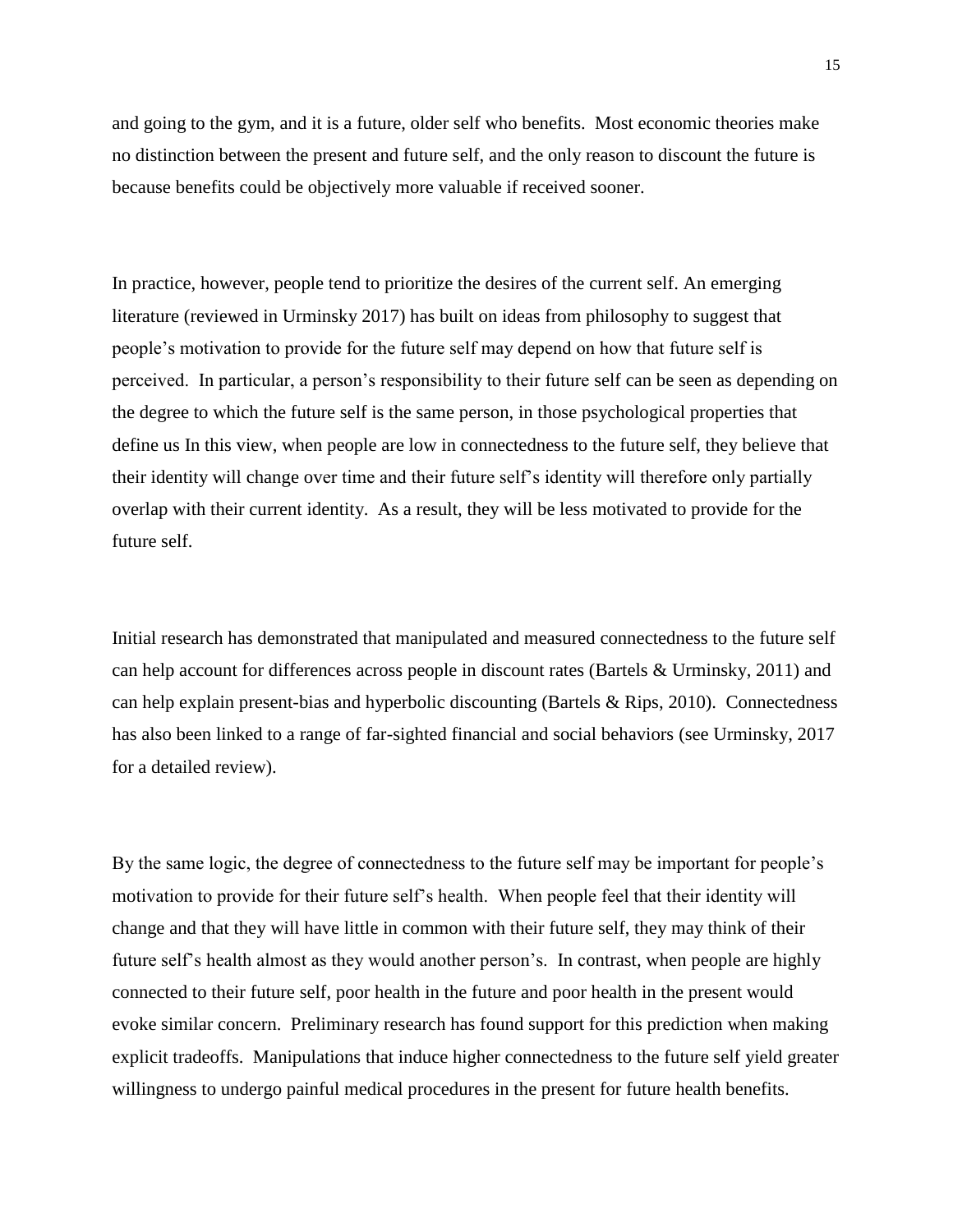and going to the gym, and it is a future, older self who benefits. Most economic theories make no distinction between the present and future self, and the only reason to discount the future is because benefits could be objectively more valuable if received sooner.

In practice, however, people tend to prioritize the desires of the current self. An emerging literature (reviewed in Urminsky 2017) has built on ideas from philosophy to suggest that people's motivation to provide for the future self may depend on how that future self is perceived. In particular, a person's responsibility to their future self can be seen as depending on the degree to which the future self is the same person, in those psychological properties that define us In this view, when people are low in connectedness to the future self, they believe that their identity will change over time and their future self's identity will therefore only partially overlap with their current identity. As a result, they will be less motivated to provide for the future self.

Initial research has demonstrated that manipulated and measured connectedness to the future self can help account for differences across people in discount rates (Bartels & Urminsky, 2011) and can help explain present-bias and hyperbolic discounting (Bartels & Rips, 2010). Connectedness has also been linked to a range of far-sighted financial and social behaviors (see Urminsky, 2017 for a detailed review).

By the same logic, the degree of connectedness to the future self may be important for people's motivation to provide for their future self's health. When people feel that their identity will change and that they will have little in common with their future self, they may think of their future self's health almost as they would another person's. In contrast, when people are highly connected to their future self, poor health in the future and poor health in the present would evoke similar concern. Preliminary research has found support for this prediction when making explicit tradeoffs. Manipulations that induce higher connectedness to the future self yield greater willingness to undergo painful medical procedures in the present for future health benefits.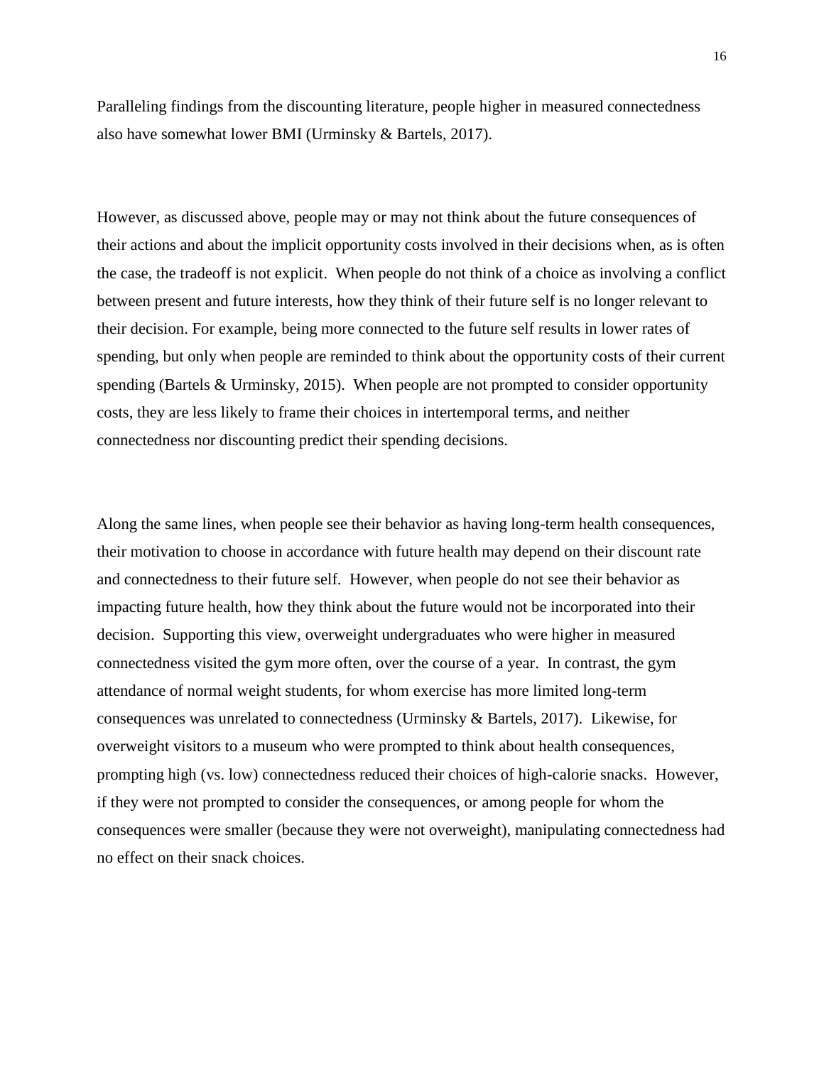Paralleling findings from the discounting literature, people higher in measured connectedness also have somewhat lower BMI (Urminsky & Bartels, 2017).

However, as discussed above, people may or may not think about the future consequences of their actions and about the implicit opportunity costs involved in their decisions when, as is often the case, the tradeoff is not explicit. When people do not think of a choice as involving a conflict between present and future interests, how they think of their future self is no longer relevant to their decision. For example, being more connected to the future self results in lower rates of spending, but only when people are reminded to think about the opportunity costs of their current spending (Bartels & Urminsky, 2015). When people are not prompted to consider opportunity costs, they are less likely to frame their choices in intertemporal terms, and neither connectedness nor discounting predict their spending decisions.

Along the same lines, when people see their behavior as having long-term health consequences, their motivation to choose in accordance with future health may depend on their discount rate and connectedness to their future self. However, when people do not see their behavior as impacting future health, how they think about the future would not be incorporated into their decision. Supporting this view, overweight undergraduates who were higher in measured connectedness visited the gym more often, over the course of a year. In contrast, the gym attendance of normal weight students, for whom exercise has more limited long-term consequences was unrelated to connectedness (Urminsky & Bartels, 2017). Likewise, for overweight visitors to a museum who were prompted to think about health consequences, prompting high (vs. low) connectedness reduced their choices of high-calorie snacks. However, if they were not prompted to consider the consequences, or among people for whom the consequences were smaller (because they were not overweight), manipulating connectedness had no effect on their snack choices.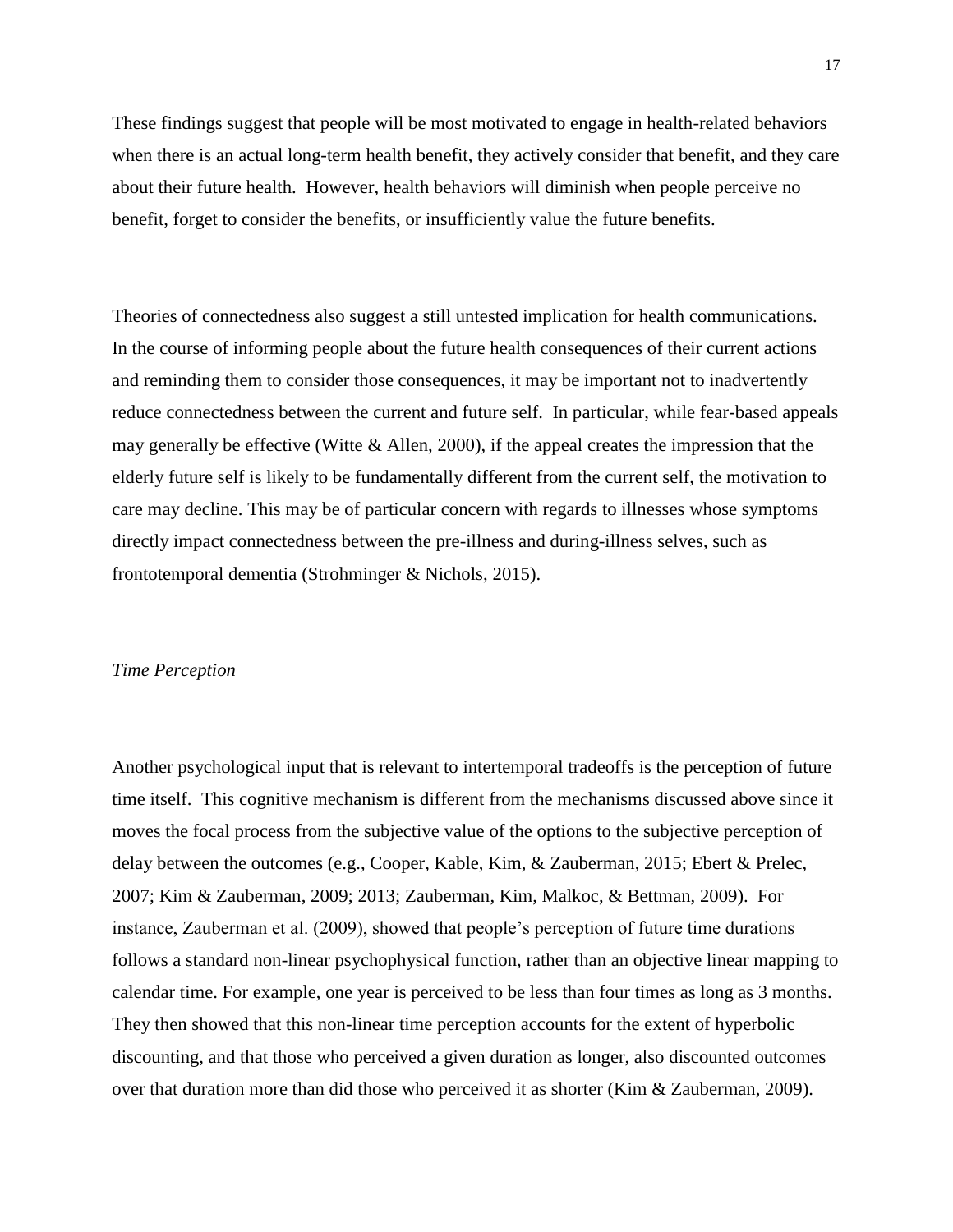These findings suggest that people will be most motivated to engage in health-related behaviors when there is an actual long-term health benefit, they actively consider that benefit, and they care about their future health. However, health behaviors will diminish when people perceive no benefit, forget to consider the benefits, or insufficiently value the future benefits.

Theories of connectedness also suggest a still untested implication for health communications. In the course of informing people about the future health consequences of their current actions and reminding them to consider those consequences, it may be important not to inadvertently reduce connectedness between the current and future self. In particular, while fear-based appeals may generally be effective (Witte & Allen, 2000), if the appeal creates the impression that the elderly future self is likely to be fundamentally different from the current self, the motivation to care may decline. This may be of particular concern with regards to illnesses whose symptoms directly impact connectedness between the pre-illness and during-illness selves, such as frontotemporal dementia (Strohminger & Nichols, 2015).

*Time Perception*

Another psychological input that is relevant to intertemporal tradeoffs is the perception of future time itself. This cognitive mechanism is different from the mechanisms discussed above since it moves the focal process from the subjective value of the options to the subjective perception of delay between the outcomes (e.g., Cooper, Kable, Kim, & Zauberman, 2015; Ebert & Prelec, 2007; Kim & Zauberman, 2009; 2013; Zauberman, Kim, Malkoc, & Bettman, 2009). For instance, Zauberman et al. (2009), showed that people's perception of future time durations follows a standard non-linear psychophysical function, rather than an objective linear mapping to calendar time. For example, one year is perceived to be less than four times as long as 3 months. They then showed that this non-linear time perception accounts for the extent of hyperbolic discounting, and that those who perceived a given duration as longer, also discounted outcomes over that duration more than did those who perceived it as shorter (Kim & Zauberman, 2009).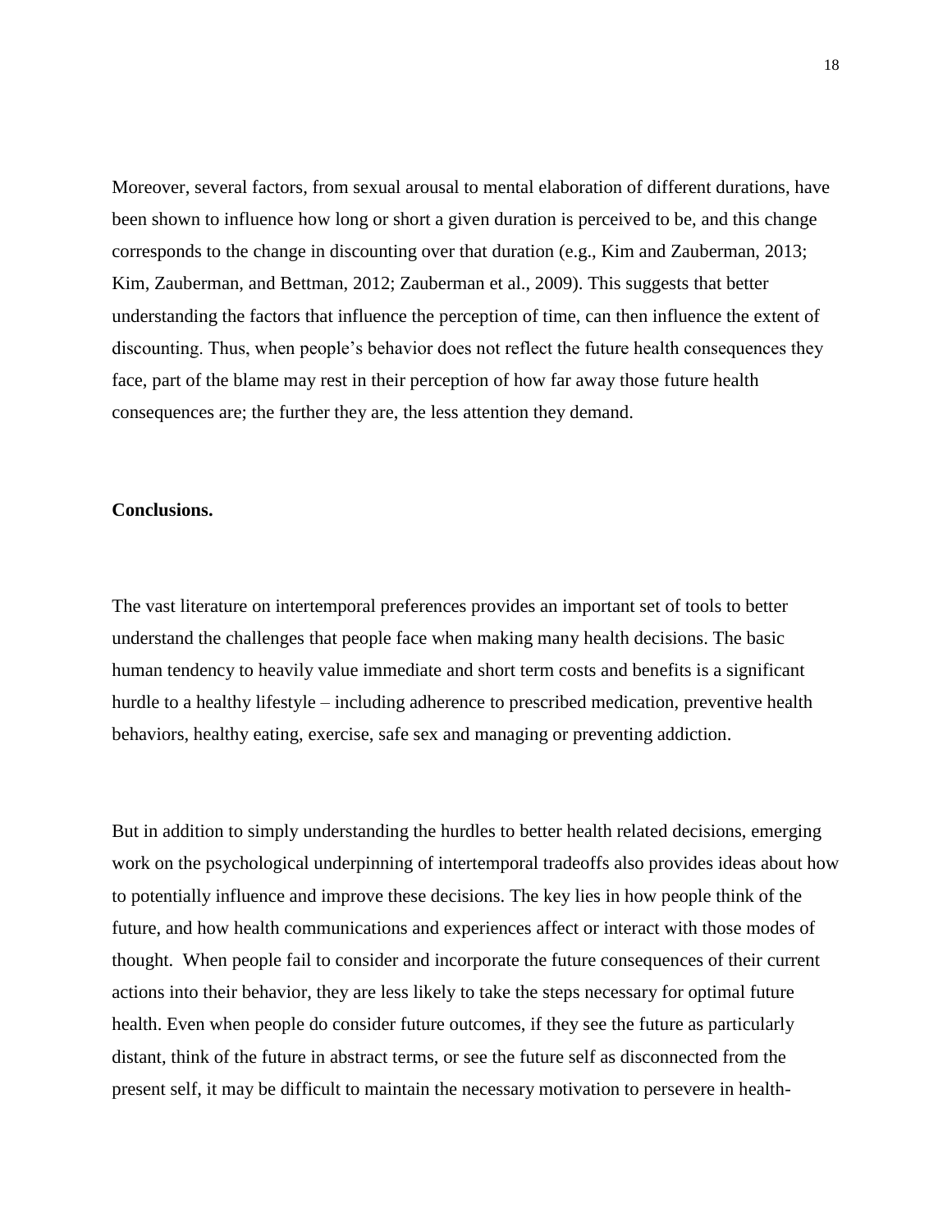Moreover, several factors, from sexual arousal to mental elaboration of different durations, have been shown to influence how long or short a given duration is perceived to be, and this change corresponds to the change in discounting over that duration (e.g., Kim and Zauberman, 2013; Kim, Zauberman, and Bettman, 2012; Zauberman et al., 2009). This suggests that better understanding the factors that influence the perception of time, can then influence the extent of discounting. Thus, when people's behavior does not reflect the future health consequences they face, part of the blame may rest in their perception of how far away those future health consequences are; the further they are, the less attention they demand.

**Conclusions.**

The vast literature on intertemporal preferences provides an important set of tools to better understand the challenges that people face when making many health decisions. The basic human tendency to heavily value immediate and short term costs and benefits is a significant hurdle to a healthy lifestyle – including adherence to prescribed medication, preventive health behaviors, healthy eating, exercise, safe sex and managing or preventing addiction.

But in addition to simply understanding the hurdles to better health related decisions, emerging work on the psychological underpinning of intertemporal tradeoffs also provides ideas about how to potentially influence and improve these decisions. The key lies in how people think of the future, and how health communications and experiences affect or interact with those modes of thought. When people fail to consider and incorporate the future consequences of their current actions into their behavior, they are less likely to take the steps necessary for optimal future health. Even when people do consider future outcomes, if they see the future as particularly distant, think of the future in abstract terms, or see the future self as disconnected from the present self, it may be difficult to maintain the necessary motivation to persevere in health-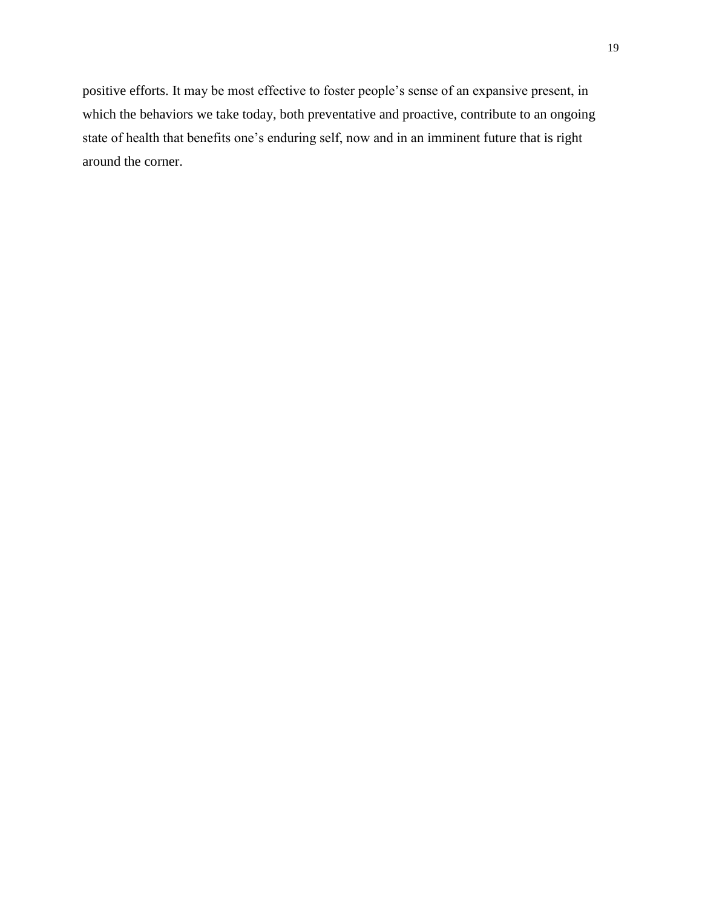positive efforts. It may be most effective to foster people's sense of an expansive present, in which the behaviors we take today, both preventative and proactive, contribute to an ongoing state of health that benefits one's enduring self, now and in an imminent future that is right around the corner.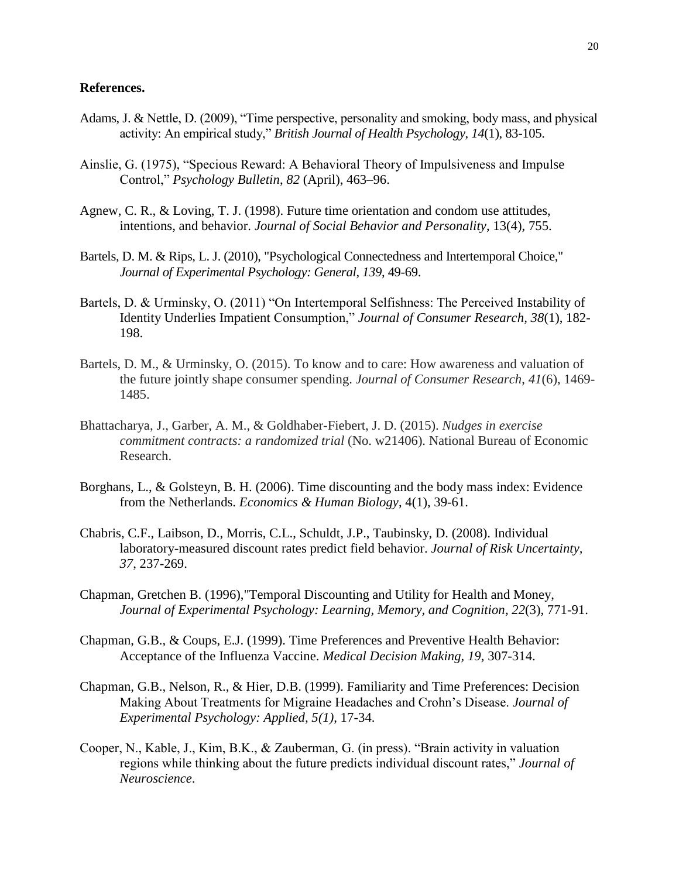**References.**

Adams, J. & Nettle, D. (2009), "Time perspective, personality and smoking, body mass, and physical activity: An empirical study," *British Journal of Health Psychology*, *14*(1), 83-105.

Ainslie, G. (1975), "Specious Reward: A Behavioral Theory of Impulsiveness and Impulse Control," *Psychology Bulletin*, *82* (April), 463–96.

Agnew, C. R., & Loving, T. J. (1998). Future time orientation and condom use attitudes, intentions, and behavior. *Journal of Social Behavior and Personality*, 13(4), 755.

Bartels, D. M. & Rips, L. J. (2010), "Psychological Connectedness and Intertemporal Choice," *Journal of Experimental Psychology: General*, *139*, 49-69.

Bartels, D. & Urminsky, O. (2011) "On Intertemporal Selfishness: The Perceived Instability of Identity Underlies Impatient Consumption," *Journal of Consumer Research, 38*(1), 182-198.

Bartels, D. M., & Urminsky, O. (2015). To know and to care: How awareness and valuation of the future jointly shape consumer spending. *Journal of Consumer Research*, *41*(6), 1469-1485.

Bhattacharya, J., Garber, A. M., & Goldhaber-Fiebert, J. D. (2015). *Nudges in exercise commitment contracts: a randomized trial* (No. w21406). National Bureau of Economic Research.

Borghans, L., & Golsteyn, B. H. (2006). Time discounting and the body mass index: Evidence from the Netherlands. *Economics & Human Biology*, 4(1), 39-61.

Chabris, C.F., Laibson, D., Morris, C.L., Schuldt, J.P., Taubinsky, D. (2008). Individual laboratory-measured discount rates predict field behavior. *Journal of Risk Uncertainty, 37*, 237-269.

Chapman, Gretchen B. (1996),"Temporal Discounting and Utility for Health and Money, *Journal of Experimental Psychology: Learning, Memory, and Cognition*, *22*(3), 771-91.

Chapman, G.B., & Coups, E.J. (1999). Time Preferences and Preventive Health Behavior: Acceptance of the Influenza Vaccine. *Medical Decision Making, 19*, 307-314.

Chapman, G.B., Nelson, R., & Hier, D.B. (1999). Familiarity and Time Preferences: Decision Making About Treatments for Migraine Headaches and Crohn's Disease. *Journal of Experimental Psychology: Applied, 5(1),* 17-34.

Cooper, N., Kable, J., Kim, B.K., & Zauberman, G. (in press). "Brain activity in valuation regions while thinking about the future predicts individual discount rates," *Journal of Neuroscience*.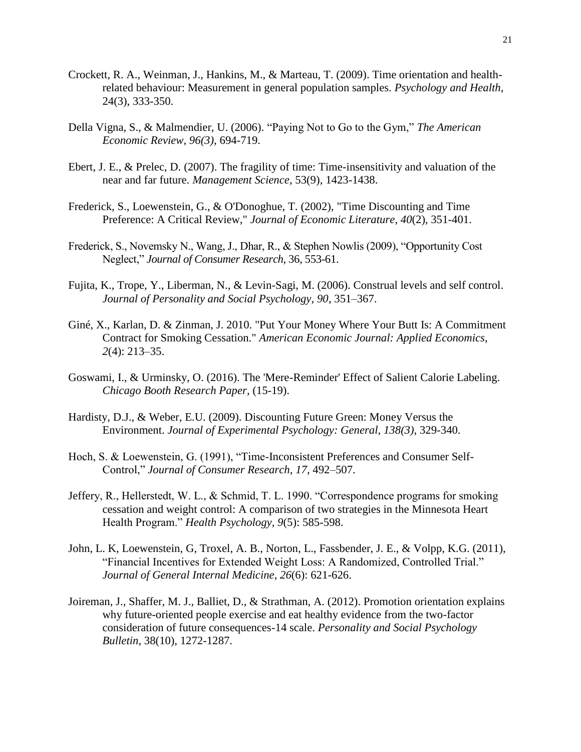Crockett, R. A., Weinman, J., Hankins, M., & Marteau, T. (2009). Time orientation and health-related behaviour: Measurement in general population samples. *Psychology and Health*, 24(3), 333-350.

Della Vigna, S., & Malmendier, U. (2006). "Paying Not to Go to the Gym," *The American Economic Review, 96(3)*, 694-719.

Ebert, J. E., & Prelec, D. (2007). The fragility of time: Time-insensitivity and valuation of the near and far future. *Management Science*, 53(9), 1423-1438.

Frederick, S., Loewenstein, G., & O'Donoghue, T. (2002), "Time Discounting and Time Preference: A Critical Review," *Journal of Economic Literature*, *40*(2), 351-401.

Frederick, S., Novemsky N., Wang, J., Dhar, R., & Stephen Nowlis (2009), "Opportunity Cost Neglect," *Journal of Consumer Research*, 36, 553-61.

Fujita, K., Trope, Y., Liberman, N., & Levin-Sagi, M. (2006). Construal levels and self control. *Journal of Personality and Social Psychology*, *90*, 351–367.

Giné, X., Karlan, D. & Zinman, J. 2010. "Put Your Money Where Your Butt Is: A Commitment Contract for Smoking Cessation." *American Economic Journal: Applied Economics*, *2*(4): 213–35.

Goswami, I., & Urminsky, O. (2016). The 'Mere-Reminder' Effect of Salient Calorie Labeling. *Chicago Booth Research Paper*, (15-19).

Hardisty, D.J., & Weber, E.U. (2009). Discounting Future Green: Money Versus the Environment. *Journal of Experimental Psychology: General, 138(3)*, 329-340.

Hoch, S. & Loewenstein, G. (1991), "Time-Inconsistent Preferences and Consumer Self-Control," *Journal of Consumer Research*, *17*, 492–507.

Jeffery, R., Hellerstedt, W. L., & Schmid, T. L. 1990. "Correspondence programs for smoking cessation and weight control: A comparison of two strategies in the Minnesota Heart Health Program." *Health Psychology*, *9*(5): 585-598.

John, L. K, Loewenstein, G, Troxel, A. B., Norton, L., Fassbender, J. E., & Volpp, K.G. (2011), "Financial Incentives for Extended Weight Loss: A Randomized, Controlled Trial." *Journal of General Internal Medicine*, *26*(6): 621-626.

Joireman, J., Shaffer, M. J., Balliet, D., & Strathman, A. (2012). Promotion orientation explains why future-oriented people exercise and eat healthy evidence from the two-factor consideration of future consequences-14 scale. *Personality and Social Psychology Bulletin*, 38(10), 1272-1287.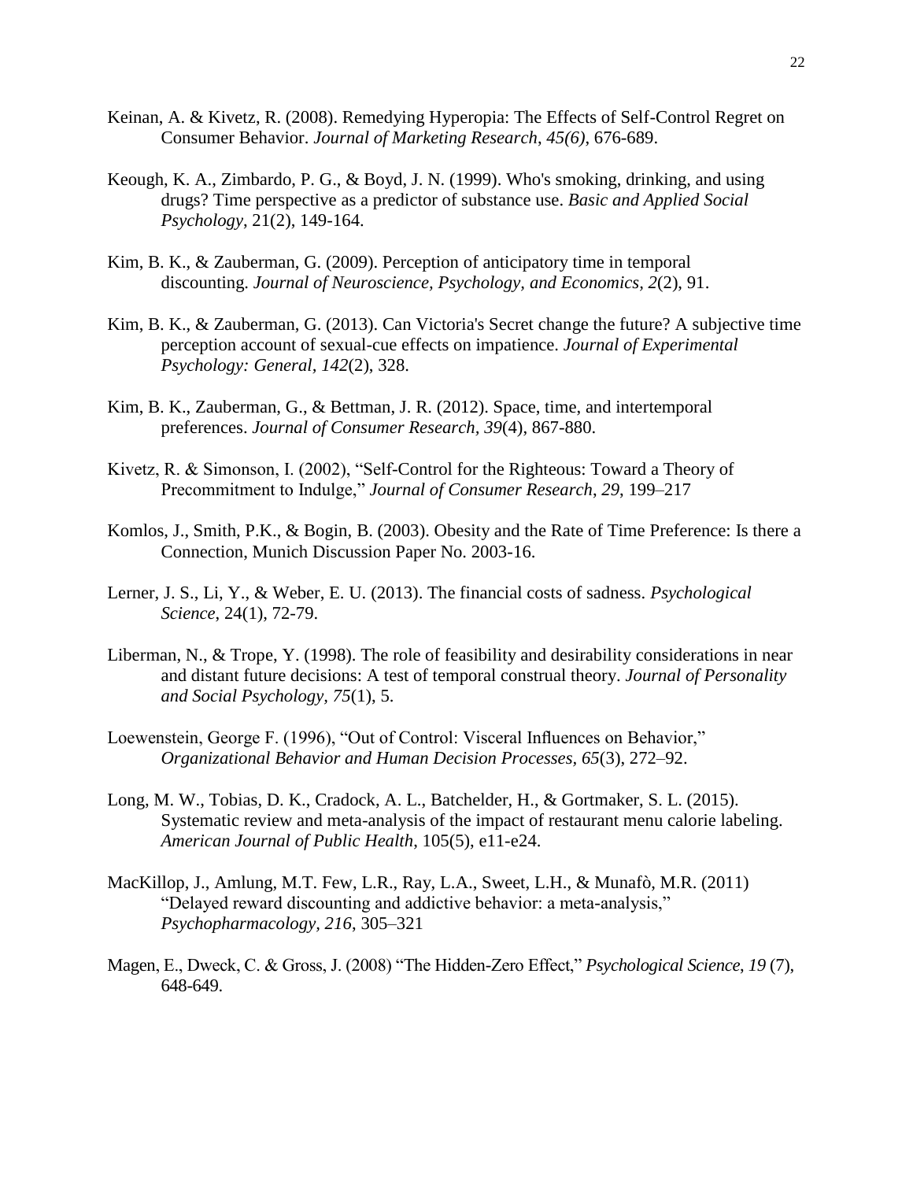Keinan, A. & Kivetz, R. (2008). Remedying Hyperopia: The Effects of Self-Control Regret on Consumer Behavior. *Journal of Marketing Research*, *45(6)*, 676-689.

Keough, K. A., Zimbardo, P. G., & Boyd, J. N. (1999). Who's smoking, drinking, and using drugs? Time perspective as a predictor of substance use. *Basic and Applied Social Psychology*, 21(2), 149-164.

Kim, B. K., & Zauberman, G. (2009). Perception of anticipatory time in temporal discounting. *Journal of Neuroscience, Psychology, and Economics*, *2*(2), 91.

Kim, B. K., & Zauberman, G. (2013). Can Victoria's Secret change the future? A subjective time perception account of sexual-cue effects on impatience. *Journal of Experimental Psychology: General*, *142*(2), 328.

Kim, B. K., Zauberman, G., & Bettman, J. R. (2012). Space, time, and intertemporal preferences. *Journal of Consumer Research*, *39*(4), 867-880.

Kivetz, R. & Simonson, I. (2002), "Self-Control for the Righteous: Toward a Theory of Precommitment to Indulge," *Journal of Consumer Research*, *29*, 199–217

Komlos, J., Smith, P.K., & Bogin, B. (2003). Obesity and the Rate of Time Preference: Is there a Connection, Munich Discussion Paper No. 2003-16.

Lerner, J. S., Li, Y., & Weber, E. U. (2013). The financial costs of sadness. *Psychological Science*, 24(1), 72-79.

Liberman, N., & Trope, Y. (1998). The role of feasibility and desirability considerations in near and distant future decisions: A test of temporal construal theory. *Journal of Personality and Social Psychology*, *75*(1), 5.

Loewenstein, George F. (1996), "Out of Control: Visceral Influences on Behavior," *Organizational Behavior and Human Decision Processes*, *65*(3), 272–92.

Long, M. W., Tobias, D. K., Cradock, A. L., Batchelder, H., & Gortmaker, S. L. (2015). Systematic review and meta-analysis of the impact of restaurant menu calorie labeling. *American Journal of Public Health*, 105(5), e11-e24.

MacKillop, J., Amlung, M.T. Few, L.R., Ray, L.A., Sweet, L.H., & Munafò, M.R. (2011) "Delayed reward discounting and addictive behavior: a meta-analysis," *Psychopharmacology*, *216*, 305–321

Magen, E., Dweck, C. & Gross, J. (2008) "The Hidden-Zero Effect," *Psychological Science*, *19* (7), 648-649.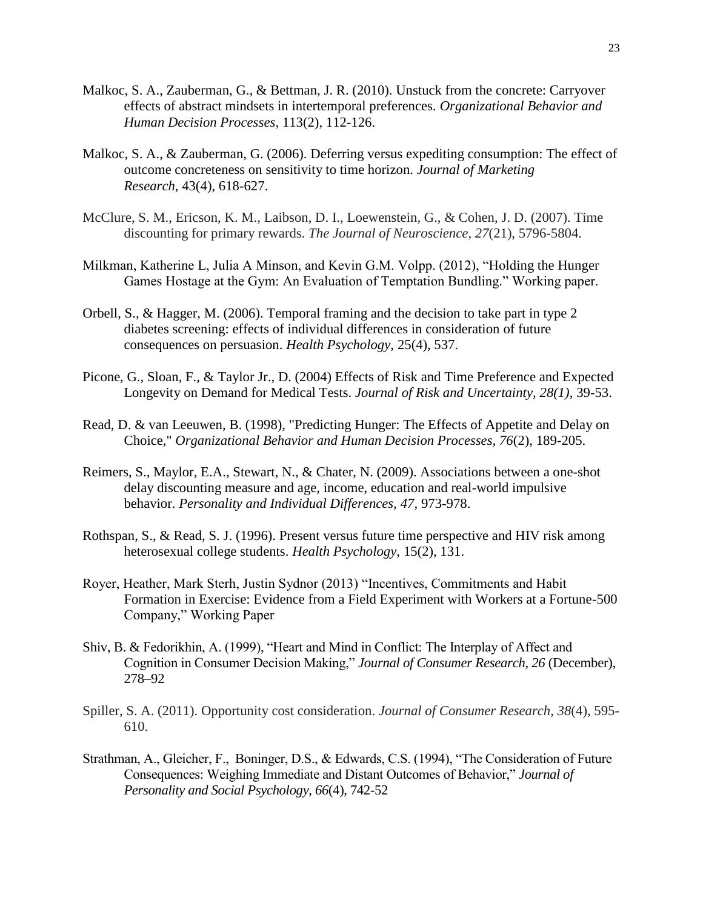Malkoc, S. A., Zauberman, G., & Bettman, J. R. (2010). Unstuck from the concrete: Carryover effects of abstract mindsets in intertemporal preferences. *Organizational Behavior and Human Decision Processes*, 113(2), 112-126.

Malkoc, S. A., & Zauberman, G. (2006). Deferring versus expediting consumption: The effect of outcome concreteness on sensitivity to time horizon. *Journal of Marketing Research*, 43(4), 618-627.

McClure, S. M., Ericson, K. M., Laibson, D. I., Loewenstein, G., & Cohen, J. D. (2007). Time discounting for primary rewards. *The Journal of Neuroscience*, *27*(21), 5796-5804.

Milkman, Katherine L, Julia A Minson, and Kevin G.M. Volpp. (2012), "Holding the Hunger Games Hostage at the Gym: An Evaluation of Temptation Bundling." Working paper.

Orbell, S., & Hagger, M. (2006). Temporal framing and the decision to take part in type 2 diabetes screening: effects of individual differences in consideration of future consequences on persuasion. *Health Psychology*, 25(4), 537.

Picone, G., Sloan, F., & Taylor Jr., D. (2004) Effects of Risk and Time Preference and Expected Longevity on Demand for Medical Tests. *Journal of Risk and Uncertainty, 28(1)*, 39-53.

Read, D. & van Leeuwen, B. (1998), "Predicting Hunger: The Effects of Appetite and Delay on Choice," *Organizational Behavior and Human Decision Processes*, *76*(2), 189-205.

Reimers, S., Maylor, E.A., Stewart, N., & Chater, N. (2009). Associations between a one-shot delay discounting measure and age, income, education and real-world impulsive behavior. *Personality and Individual Differences, 47*, 973-978.

Rothspan, S., & Read, S. J. (1996). Present versus future time perspective and HIV risk among heterosexual college students. *Health Psychology*, 15(2), 131.

Royer, Heather, Mark Sterh, Justin Sydnor (2013) "Incentives, Commitments and Habit Formation in Exercise: Evidence from a Field Experiment with Workers at a Fortune-500 Company," Working Paper

Shiv, B. & Fedorikhin, A. (1999), "Heart and Mind in Conflict: The Interplay of Affect and Cognition in Consumer Decision Making," *Journal of Consumer Research, 26* (December), 278–92

Spiller, S. A. (2011). Opportunity cost consideration. *Journal of Consumer Research*, *38*(4), 595-610.

Strathman, A., Gleicher, F., Boninger, D.S., & Edwards, C.S. (1994), "The Consideration of Future Consequences: Weighing Immediate and Distant Outcomes of Behavior," *Journal of Personality and Social Psychology*, *66*(4), 742-52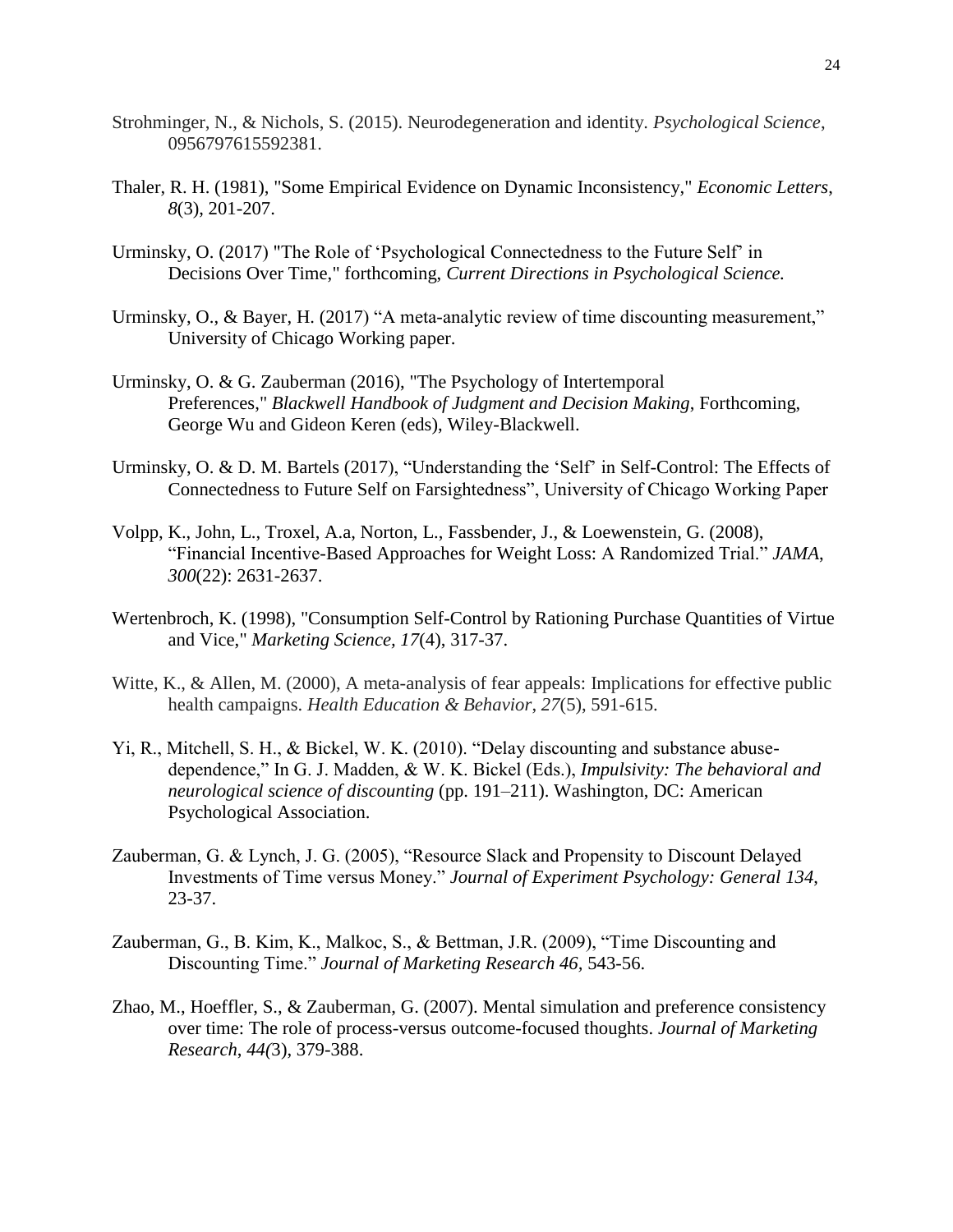Strohminger, N., & Nichols, S. (2015). Neurodegeneration and identity. *Psychological Science*, 0956797615592381.

Thaler, R. H. (1981), "Some Empirical Evidence on Dynamic Inconsistency," *Economic Letters*, *8*(3), 201-207.

Urminsky, O. (2017) "The Role of 'Psychological Connectedness to the Future Self' in Decisions Over Time," forthcoming, *Current Directions in Psychological Science.*

Urminsky, O., & Bayer, H. (2017) "A meta-analytic review of time discounting measurement," University of Chicago Working paper.

Urminsky, O. & G. Zauberman (2016), "The Psychology of Intertemporal Preferences," *Blackwell Handbook of Judgment and Decision Making*, Forthcoming, George Wu and Gideon Keren (eds), Wiley-Blackwell.

Urminsky, O. & D. M. Bartels (2017), "Understanding the 'Self' in Self-Control: The Effects of Connectedness to Future Self on Farsightedness", University of Chicago Working Paper

Volpp, K., John, L., Troxel, A.a, Norton, L., Fassbender, J., & Loewenstein, G. (2008), "Financial Incentive-Based Approaches for Weight Loss: A Randomized Trial." *JAMA*, *300*(22): 2631-2637.

Wertenbroch, K. (1998), "Consumption Self-Control by Rationing Purchase Quantities of Virtue and Vice," *Marketing Science, 17*(4), 317-37.

Witte, K., & Allen, M. (2000), A meta-analysis of fear appeals: Implications for effective public health campaigns. *Health Education & Behavior*, *27*(5), 591-615.

Yi, R., Mitchell, S. H., & Bickel, W. K. (2010). "Delay discounting and substance abuse-dependence," In G. J. Madden, & W. K. Bickel (Eds.), *Impulsivity: The behavioral and neurological science of discounting* (pp. 191–211). Washington, DC: American Psychological Association.

Zauberman, G. & Lynch, J. G. (2005), "Resource Slack and Propensity to Discount Delayed Investments of Time versus Money." *Journal of Experiment Psychology: General 134*, 23-37.

Zauberman, G., B. Kim, K., Malkoc, S., & Bettman, J.R. (2009), "Time Discounting and Discounting Time." *Journal of Marketing Research 46*, 543-56.

Zhao, M., Hoeffler, S., & Zauberman, G. (2007). Mental simulation and preference consistency over time: The role of process-versus outcome-focused thoughts. *Journal of Marketing Research*, *44(*3), 379-388.